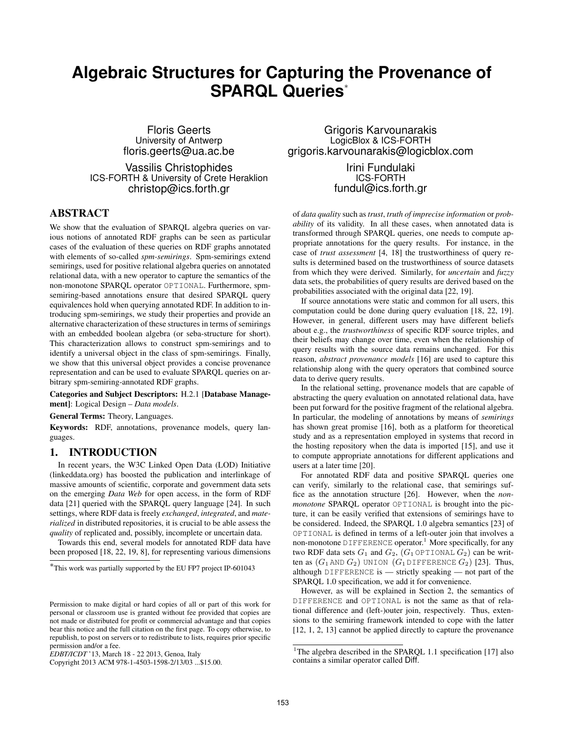# Algebraic Structures for Capturing the Provenance of SPARQL Queries*

Floris Geerts
University of Antwerp
floris.geerts@ua.ac.be

Grigoris Karvounarakis
LogicBlox & ICS-FORTH
grigoris.karvounarakis@logicblox.com

Vassilis Christophides
ICS-FORTH & University of Crete Heraklion
christop@ics.forth.gr

Irini Fundulaki
ICS-FORTH
fundul@ics.forth.gr

## ABSTRACT

We show that the evaluation of SPARQL algebra queries on various notions of annotated RDF graphs can be seen as particular cases of the evaluation of these queries on RDF graphs annotated with elements of so-called *spm-semirings*. Spm-semirings extend semirings, used for positive relational algebra queries on annotated relational data, with a new operator to capture the semantics of the non-monotone SPARQL operator `OPTIONAL`. Furthermore, spm-semiring-based annotations ensure that desired SPARQL query equivalences hold when querying annotated RDF. In addition to introducing spm-semirings, we study their properties and provide an alternative characterization of these structures in terms of semirings with an embedded boolean algebra (or seba-structure for short). This characterization allows to construct spm-semirings and to identify a universal object in the class of spm-semirings. Finally, we show that this universal object provides a concise provenance representation and can be used to evaluate SPARQL queries on arbitrary spm-semiring-annotated RDF graphs.

**Categories and Subject Descriptors:** H.2.1 [**Database Management**]: Logical Design – *Data models*.

**General Terms:** Theory, Languages.

**Keywords:** RDF, annotations, provenance models, query languages.

## 1. INTRODUCTION

In recent years, the W3C Linked Open Data (LOD) Initiative (linkeddata.org) has boosted the publication and interlinkage of massive amounts of scientific, corporate and government data sets on the emerging *Data Web* for open access, in the form of RDF data [21] queried with the SPARQL query language [24]. In such settings, where RDF data is freely *exchanged*, *integrated*, and *materialized* in distributed repositories, it is crucial to be able assess the *quality* of replicated and, possibly, incomplete or uncertain data.

Towards this end, several models for annotated RDF data have been proposed [18, 22, 19, 8], for representing various dimensions of *data quality* such as *trust*, *truth of imprecise information* or *probability* of its validity. In all these cases, when annotated data is transformed through SPARQL queries, one needs to compute appropriate annotations for the query results. For instance, in the case of *trust assessment* [4, 18] the trustworthiness of query results is determined based on the trustworthiness of source datasets from which they were derived. Similarly, for *uncertain* and *fuzzy* data sets, the probabilities of query results are derived based on the probabilities associated with the original data [22, 19].

If source annotations were static and common for all users, this computation could be done during query evaluation [18, 22, 19]. However, in general, different users may have different beliefs about e.g., the *trustworthiness* of specific RDF source triples, and their beliefs may change over time, even when the relationship of query results with the source data remains unchanged. For this reason, *abstract provenance models* [16] are used to capture this relationship along with the query operators that combined source data to derive query results.

In the relational setting, provenance models that are capable of abstracting the query evaluation on annotated relational data, have been put forward for the positive fragment of the relational algebra. In particular, the modeling of annotations by means of *semirings* has shown great promise [16], both as a platform for theoretical study and as a representation employed in systems that record in the hosting repository when the data is imported [15], and use it to compute appropriate annotations for different applications and users at a later time [20].

For annotated RDF data and positive SPARQL queries one can verify, similarly to the relational case, that semirings suffice as the annotation structure [26]. However, when the *non-monotone* SPARQL operator `OPTIONAL` is brought into the picture, it can be easily verified that extensions of semirings have to be considered. Indeed, the SPARQL 1.0 algebra semantics [23] of `OPTIONAL` is defined in terms of a left-outer join that involves a non-monotone `DIFFERENCE` operator.[1] More specifically, for any two RDF data sets $G_1$ and $G_2$, ($G_1$ `OPTIONAL` $G_2$) can be written as ($G_1$ `AND` $G_2$) `UNION` ($G_1$ `DIFFERENCE` $G_2$) [23]. Thus, although `DIFFERENCE` is — strictly speaking — not part of the SPARQL 1.0 specification, we add it for convenience.

However, as will be explained in Section 2, the semantics of `DIFFERENCE` and `OPTIONAL` is not the same as that of relational difference and (left-)outer join, respectively. Thus, extensions to the semiring framework intended to cope with the latter [12, 1, 2, 13] cannot be applied directly to capture the provenance

*This work was partially supported by the EU FP7 project IP-601043

[1]The algebra described in the SPARQL 1.1 specification [17] also contains a similar operator called Diff.

Permission to make digital or hard copies of all or part of this work for personal or classroom use is granted without fee provided that copies are not made or distributed for profit or commercial advantage and that copies bear this notice and the full citation on the first page. To copy otherwise, to republish, to post on servers or to redistribute to lists, requires prior specific permission and/or a fee.
*EDBT/ICDT* '13, March 18 - 22 2013, Genoa, Italy
Copyright 2013 ACM 978-1-4503-1598-2/13/03 ...$15.00.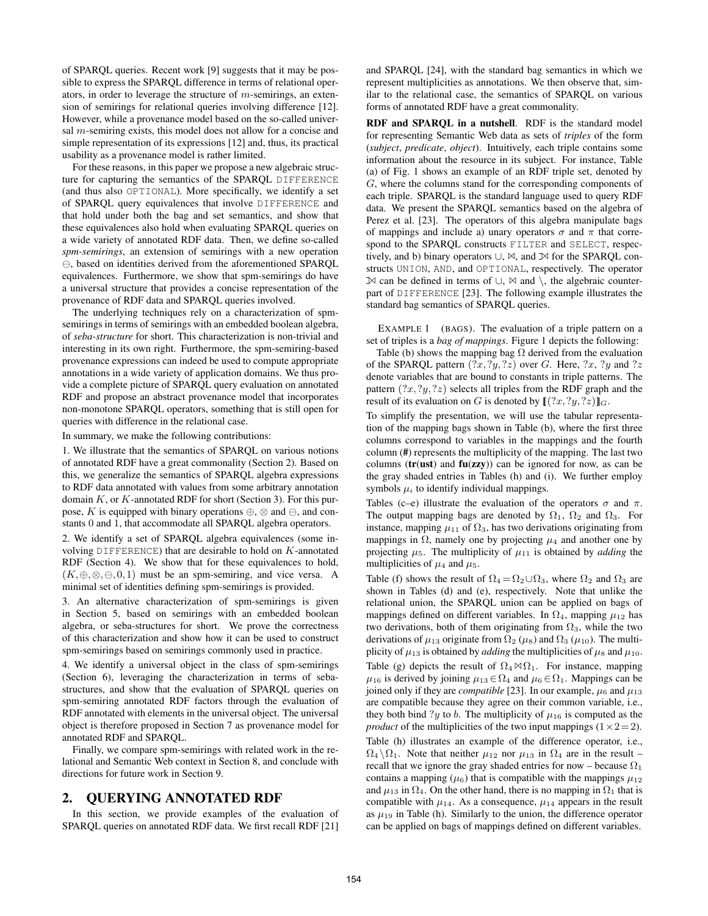of SPARQL queries. Recent work [9] suggests that it may be possible to express the SPARQL difference in terms of relational operators, in order to leverage the structure of $m$-semirings, an extension of semirings for relational queries involving difference [12]. However, while a provenance model based on the so-called universal $m$-semiring exists, this model does not allow for a concise and simple representation of its expressions [12] and, thus, its practical usability as a provenance model is rather limited.

For these reasons, in this paper we propose a new algebraic structure for capturing the semantics of the SPARQL DIFFERENCE (and thus also OPTIONAL). More specifically, we identify a set of SPARQL query equivalences that involve DIFFERENCE and that hold under both the bag and set semantics, and show that these equivalences also hold when evaluating SPARQL queries on a wide variety of annotated RDF data. Then, we define so-called *spm-semirings*, an extension of semirings with a new operation $\ominus$, based on identities derived from the aforementioned SPARQL equivalences. Furthermore, we show that spm-semirings do have a universal structure that provides a concise representation of the provenance of RDF data and SPARQL queries involved.

The underlying techniques rely on a characterization of spm-semirings in terms of semirings with an embedded boolean algebra, of *seba-structure* for short. This characterization is non-trivial and interesting in its own right. Furthermore, the spm-semiring-based provenance expressions can indeed be used to compute appropriate annotations in a wide variety of application domains. We thus provide a complete picture of SPARQL query evaluation on annotated RDF and propose an abstract provenance model that incorporates non-monotone SPARQL operators, something that is still open for queries with difference in the relational case.

In summary, we make the following contributions:

1. We illustrate that the semantics of SPARQL on various notions of annotated RDF have a great commonality (Section 2). Based on this, we generalize the semantics of SPARQL algebra expressions to RDF data annotated with values from some arbitrary annotation domain $K$, or $K$-annotated RDF for short (Section 3). For this purpose, $K$ is equipped with binary operations $\oplus$, $\otimes$ and $\ominus$, and constants 0 and 1, that accommodate all SPARQL algebra operators.

2. We identify a set of SPARQL algebra equivalences (some involving DIFFERENCE) that are desirable to hold on $K$-annotated RDF (Section 4). We show that for these equivalences to hold, $(K, \oplus, \otimes, \ominus, 0, 1)$ must be an spm-semiring, and vice versa. A minimal set of identities defining spm-semirings is provided.

3. An alternative characterization of spm-semirings is given in Section 5, based on semirings with an embedded boolean algebra, or seba-structures for short. We prove the correctness of this characterization and show how it can be used to construct spm-semirings based on semirings commonly used in practice.

4. We identify a universal object in the class of spm-semirings (Section 6), leveraging the characterization in terms of seba-structures, and show that the evaluation of SPARQL queries on spm-semiring annotated RDF factors through the evaluation of RDF annotated with elements in the universal object. The universal object is therefore proposed in Section 7 as provenance model for annotated RDF and SPARQL.

Finally, we compare spm-semirings with related work in the relational and Semantic Web context in Section 8, and conclude with directions for future work in Section 9.

## 2. QUERYING ANNOTATED RDF

In this section, we provide examples of the evaluation of SPARQL queries on annotated RDF data. We first recall RDF [21] and SPARQL [24], with the standard bag semantics in which we represent multiplicities as annotations. We then observe that, similar to the relational case, the semantics of SPARQL on various forms of annotated RDF have a great commonality.

**RDF and SPARQL in a nutshell**. RDF is the standard model for representing Semantic Web data as sets of *triples* of the form (*subject*, *predicate*, *object*). Intuitively, each triple contains some information about the resource in its subject. For instance, Table (a) of Fig. 1 shows an example of an RDF triple set, denoted by $G$, where the columns stand for the corresponding components of each triple. SPARQL is the standard language used to query RDF data. We present the SPARQL semantics based on the algebra of Perez et al. [23]. The operators of this algebra manipulate bags of mappings and include a) unary operators $\sigma$ and $\pi$ that correspond to the SPARQL constructs FILTER and SELECT, respectively, and b) binary operators $\cup$, $\bowtie$, and $⟕$ for the SPARQL constructs UNION, AND, and OPTIONAL, respectively. The operator $⟕$ can be defined in terms of $\cup$, $\bowtie$ and $\setminus$, the algebraic counterpart of DIFFERENCE [23]. The following example illustrates the standard bag semantics of SPARQL queries.

EXAMPLE 1 (BAGS). The evaluation of a triple pattern on a set of triples is a *bag of mappings*. Figure 1 depicts the following:

Table (b) shows the mapping bag $\Omega$ derived from the evaluation of the SPARQL pattern $(?x, ?y, ?z)$ over $G$. Here, $?x$, $?y$ and $?z$ denote variables that are bound to constants in triple patterns. The pattern $(?x, ?y, ?z)$ selects all triples from the RDF graph and the result of its evaluation on $G$ is denoted by $[\![(?x, ?y, ?z)]\!]_G$.

To simplify the presentation, we will use the tabular representation of the mapping bags shown in Table (b), where the first three columns correspond to variables in the mappings and the fourth column (**#**) represents the multiplicity of the mapping. The last two columns (**tr(ust)** and **fu(zzy)**) can be ignored for now, as can be the gray shaded entries in Tables (h) and (i). We further employ symbols $\mu_i$ to identify individual mappings.

Tables (c–e) illustrate the evaluation of the operators $\sigma$ and $\pi$. The output mapping bags are denoted by $\Omega_1$, $\Omega_2$ and $\Omega_3$. For instance, mapping $\mu_{11}$ of $\Omega_3$, has two derivations originating from mappings in $\Omega$, namely one by projecting $\mu_4$ and another one by projecting $\mu_5$. The multiplicity of $\mu_{11}$ is obtained by *adding* the multiplicities of $\mu_4$ and $\mu_5$.

Table (f) shows the result of $\Omega_4 = \Omega_2 \cup \Omega_3$, where $\Omega_2$ and $\Omega_3$ are shown in Tables (d) and (e), respectively. Note that unlike the relational union, the SPARQL union can be applied on bags of mappings defined on different variables. In $\Omega_4$, mapping $\mu_{12}$ has two derivations, both of them originating from $\Omega_3$, while the two derivations of $\mu_{13}$ originate from $\Omega_2$ ($\mu_8$) and $\Omega_3$ ($\mu_{10}$). The multiplicity of $\mu_{13}$ is obtained by *adding* the multiplicities of $\mu_8$ and $\mu_{10}$.

Table (g) depicts the result of $\Omega_4 \bowtie \Omega_1$. For instance, mapping $\mu_{16}$ is derived by joining $\mu_{13} \in \Omega_4$ and $\mu_6 \in \Omega_1$. Mappings can be joined only if they are *compatible* [23]. In our example, $\mu_6$ and $\mu_{13}$ are compatible because they agree on their common variable, i.e., they both bind $?y$ to $b$. The multiplicity of $\mu_{16}$ is computed as the *product* of the multiplicities of the two input mappings $(1 \times 2 = 2)$.

Table (h) illustrates an example of the difference operator, i.e., $\Omega_4 \setminus \Omega_1$. Note that neither $\mu_{12}$ nor $\mu_{13}$ in $\Omega_4$ are in the result – recall that we ignore the gray shaded entries for now – because $\Omega_1$ contains a mapping ($\mu_6$) that is compatible with the mappings $\mu_{12}$ and $\mu_{13}$ in $\Omega_4$. On the other hand, there is no mapping in $\Omega_1$ that is compatible with $\mu_{14}$. As a consequence, $\mu_{14}$ appears in the result as $\mu_{19}$ in Table (h). Similarly to the union, the difference operator can be applied on bags of mappings defined on different variables.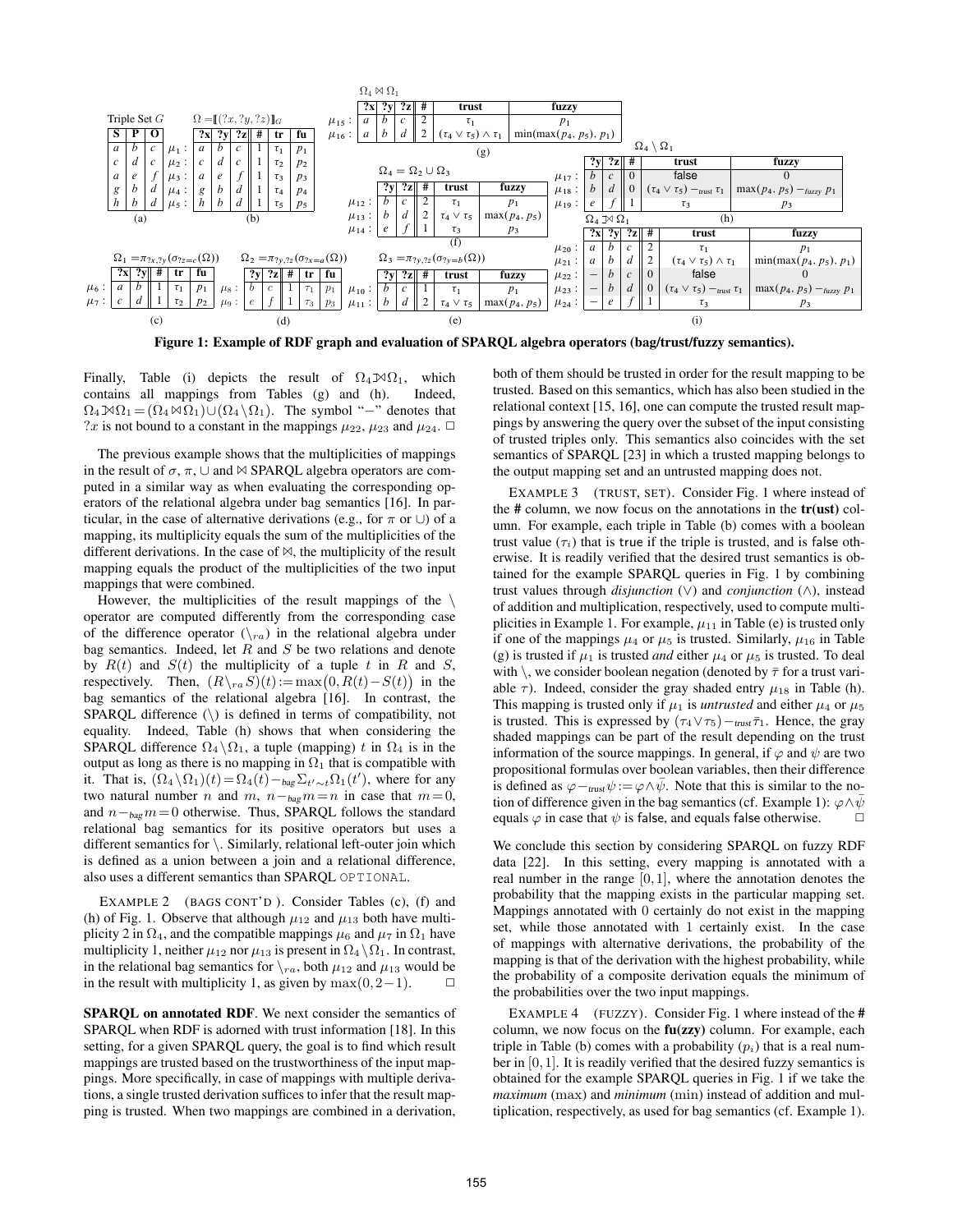Triple Set $G$

| S | P | O |
|---|---|---|
| $a$ | $b$ | $c$ |
| $c$ | $d$ | $c$ |
| $a$ | $e$ | $f$ |
| $g$ | $b$ | $d$ |
| $h$ | $b$ | $d$ |

(a)

$\Omega = [\![(?x, ?y, ?z)]\!]_G$

| | ?x | ?y | ?z | # | tr | fu |
|---|---|---|---|---|---|---|
| $\mu_1$: | $a$ | $b$ | $c$ | 1 | $\tau_1$ | $p_1$ |
| $\mu_2$: | $c$ | $d$ | $c$ | 1 | $\tau_2$ | $p_2$ |
| $\mu_3$: | $a$ | $e$ | $f$ | 1 | $\tau_3$ | $p_3$ |
| $\mu_4$: | $g$ | $b$ | $d$ | 1 | $\tau_4$ | $p_4$ |
| $\mu_5$: | $h$ | $b$ | $d$ | 1 | $\tau_5$ | $p_5$ |

(b)

$\Omega_1 = \pi_{?x,?y}(\sigma_{?z=c}(\Omega))$

| | ?x | ?y | # | tr | fu |
|---|---|---|---|---|---|
| $\mu_6$: | $a$ | $b$ | 1 | $\tau_1$ | $p_1$ |
| $\mu_7$: | $c$ | $d$ | 1 | $\tau_2$ | $p_2$ |

(c)

$\Omega_2 = \pi_{?y,?z}(\sigma_{?x=a}(\Omega))$

| | ?y | ?z | # | tr | fu |
|---|---|---|---|---|---|
| $\mu_8$: | $b$ | $c$ | 1 | $\tau_1$ | $p_1$ |
| $\mu_9$: | $e$ | $f$ | 1 | $\tau_3$ | $p_3$ |

(d)

$\Omega_3 = \pi_{?y,?z}(\sigma_{?y=b}(\Omega))$

| | ?y | ?z | # | trust | fuzzy |
|---|---|---|---|---|---|
| $\mu_{10}$: | $b$ | $c$ | 1 | $\tau_1$ | $p_1$ |
| $\mu_{11}$: | $b$ | $d$ | 2 | $\tau_4 \vee \tau_5$ | $\max(p_4, p_5)$ |

(e)

$\Omega_4 = \Omega_2 \cup \Omega_3$

| | ?y | ?z | # | trust | fuzzy |
|---|---|---|---|---|---|
| $\mu_{12}$: | $b$ | $c$ | 2 | $\tau_1$ | $p_1$ |
| $\mu_{13}$: | $b$ | $d$ | 2 | $\tau_4 \vee \tau_5$ | $\max(p_4, p_5)$ |
| $\mu_{14}$: | $e$ | $f$ | 1 | $\tau_3$ | $p_3$ |

(f)

$\Omega_4 \bowtie \Omega_1$

| | ?x | ?y | ?z | # | trust | fuzzy |
|---|---|---|---|---|---|---|
| $\mu_{15}$: | $a$ | $b$ | $c$ | 2 | $\tau_1$ | $p_1$ |
| $\mu_{16}$: | $a$ | $b$ | $d$ | 2 | $(\tau_4 \vee \tau_5) \wedge \tau_1$ | $\min(\max(p_4, p_5), p_1)$ |

(g)

$\Omega_4 \setminus \Omega_1$

| | ?y | ?z | # | trust | fuzzy |
|---|---|---|---|---|---|
| $\mu_{17}$: | $b$ | $c$ | 0 | false | 0 |
| $\mu_{18}$: | $b$ | $d$ | 0 | $(\tau_4 \vee \tau_5) -_{trust} \tau_1$ | $\max(p_4, p_5) -_{fuzzy} p_1$ |
| $\mu_{19}$: | $e$ | $f$ | 1 | $\tau_3$ | $p_3$ |

(h)

$\Omega_4 ⟕ \Omega_1$

| | ?x | ?y | ?z | # | trust | fuzzy |
|---|---|---|---|---|---|---|
| $\mu_{20}$: | $a$ | $b$ | $c$ | 2 | $\tau_1$ | $p_1$ |
| $\mu_{21}$: | $a$ | $b$ | $d$ | 2 | $(\tau_4 \vee \tau_5) \wedge \tau_1$ | $\min(\max(p_4, p_5), p_1)$ |
| $\mu_{22}$: | $-$ | $b$ | $c$ | 0 | false | 0 |
| $\mu_{23}$: | $-$ | $b$ | $d$ | 0 | $(\tau_4 \vee \tau_5) -_{trust} \tau_1$ | $\max(p_4, p_5) -_{fuzzy} p_1$ |
| $\mu_{24}$: | $-$ | $e$ | $f$ | 1 | $\tau_3$ | $p_3$ |

(i)

**Figure 1: Example of RDF graph and evaluation of SPARQL algebra operators (bag/trust/fuzzy semantics).**

Finally, Table (i) depicts the result of $\Omega_4 ⟕ \Omega_1$, which contains all mappings from Tables (g) and (h). Indeed, $\Omega_4 ⟕ \Omega_1 = (\Omega_4 \bowtie \Omega_1) \cup (\Omega_4 \setminus \Omega_1)$. The symbol "$-$" denotes that $?x$ is not bound to a constant in the mappings $\mu_{22}$, $\mu_{23}$ and $\mu_{24}$. □

The previous example shows that the multiplicities of mappings in the result of $\sigma$, $\pi$, $\cup$ and $\bowtie$ SPARQL algebra operators are computed in a similar way as when evaluating the corresponding operators of the relational algebra under bag semantics [16]. In particular, in the case of alternative derivations (e.g., for $\pi$ or $\cup$) of a mapping, its multiplicity equals the sum of the multiplicities of the different derivations. In the case of $\bowtie$, the multiplicity of the result mapping equals the product of the multiplicities of the two input mappings that were combined.

However, the multiplicities of the result mappings of the $\setminus$ operator are computed differently from the corresponding case of the difference operator ($\setminus_{ra}$) in the relational algebra under bag semantics. Indeed, let $R$ and $S$ be two relations and denote by $R(t)$ and $S(t)$ the multiplicity of a tuple $t$ in $R$ and $S$, respectively. Then, $(R \setminus_{ra} S)(t) := \max(0, R(t) - S(t))$ in the bag semantics of the relational algebra [16]. In contrast, the SPARQL difference ($\setminus$) is defined in terms of compatibility, not equality. Indeed, Table (h) shows that when considering the SPARQL difference $\Omega_4 \setminus \Omega_1$, a tuple (mapping) $t$ in $\Omega_4$ is in the output as long as there is no mapping in $\Omega_1$ that is compatible with it. That is, $(\Omega_4 \setminus \Omega_1)(t) = \Omega_4(t) -_{bag} \Sigma_{t' \sim t} \Omega_1(t')$, where for any two natural number $n$ and $m$, $n -_{bag} m = n$ in case that $m = 0$, and $n -_{bag} m = 0$ otherwise. Thus, SPARQL follows the standard relational bag semantics for its positive operators but uses a different semantics for $\setminus$. Similarly, relational left-outer join which is defined as a union between a join and a relational difference, also uses a different semantics than SPARQL OPTIONAL.

EXAMPLE 2 (BAGS CONT'D). Consider Tables (c), (f) and (h) of Fig. 1. Observe that although $\mu_{12}$ and $\mu_{13}$ both have multiplicity 2 in $\Omega_4$, and the compatible mappings $\mu_6$ and $\mu_7$ in $\Omega_1$ have multiplicity 1, neither $\mu_{12}$ nor $\mu_{13}$ is present in $\Omega_4 \setminus \Omega_1$. In contrast, in the relational bag semantics for $\setminus_{ra}$, both $\mu_{12}$ and $\mu_{13}$ would be in the result with multiplicity 1, as given by $\max(0, 2-1)$. □

**SPARQL on annotated RDF**. We next consider the semantics of SPARQL when RDF is adorned with trust information [18]. In this setting, for a given SPARQL query, the goal is to find which result mappings are trusted based on the trustworthiness of the input mappings. More specifically, in case of mappings with multiple derivations, a single trusted derivation suffices to infer that the result mapping is trusted. When two mappings are combined in a derivation, both of them should be trusted in order for the result mapping to be trusted. Based on this semantics, which has also been studied in the relational context [15, 16], one can compute the trusted result mappings by answering the query over the subset of the input consisting of trusted triples only. This semantics also coincides with the set semantics of SPARQL [23] in which a trusted mapping belongs to the output mapping set and an untrusted mapping does not.

EXAMPLE 3 (TRUST, SET). Consider Fig. 1 where instead of the **#** column, we now focus on the annotations in the **tr(ust)** column. For example, each triple in Table (b) comes with a boolean trust value ($\tau_i$) that is true if the triple is trusted, and is false otherwise. It is readily verified that the desired trust semantics is obtained for the example SPARQL queries in Fig. 1 by combining trust values through *disjunction* ($\vee$) and *conjunction* ($\wedge$), instead of addition and multiplication, respectively, used to compute multiplicities in Example 1. For example, $\mu_{11}$ in Table (e) is trusted only if one of the mappings $\mu_4$ or $\mu_5$ is trusted. Similarly, $\mu_{16}$ in Table (g) is trusted if $\mu_1$ is trusted *and* either $\mu_4$ or $\mu_5$ is trusted. To deal with $\setminus$, we consider boolean negation (denoted by $\bar{\tau}$ for a trust variable $\tau$). Indeed, consider the gray shaded entry $\mu_{18}$ in Table (h). This mapping is trusted only if $\mu_1$ is *untrusted* and either $\mu_4$ or $\mu_5$ is trusted. This is expressed by $(\tau_4 \vee \tau_5) -_{trust} \bar{\tau}_1$. Hence, the gray shaded mappings can be part of the result depending on the trust information of the source mappings. In general, if $\varphi$ and $\psi$ are two propositional formulas over boolean variables, then their difference is defined as $\varphi -_{trust} \psi := \varphi \wedge \bar{\psi}$. Note that this is similar to the notion of difference given in the bag semantics (cf. Example 1): $\varphi \wedge \bar{\psi}$ equals $\varphi$ in case that $\psi$ is false, and equals false otherwise. □

We conclude this section by considering SPARQL on fuzzy RDF data [22]. In this setting, every mapping is annotated with a real number in the range $[0, 1]$, where the annotation denotes the probability that the mapping exists in the particular mapping set. Mappings annotated with 0 certainly do not exist in the mapping set, while those annotated with 1 certainly exist. In the case of mappings with alternative derivations, the probability of the mapping is that of the derivation with the highest probability, while the probability of a composite derivation equals the minimum of the probabilities over the two input mappings.

EXAMPLE 4 (FUZZY). Consider Fig. 1 where instead of the **#** column, we now focus on the **fu(zzy)** column. For example, each triple in Table (b) comes with a probability ($p_i$) that is a real number in $[0, 1]$. It is readily verified that the desired fuzzy semantics is obtained for the example SPARQL queries in Fig. 1 if we take the *maximum* ($\max$) and *minimum* ($\min$) instead of addition and multiplication, respectively, as used for bag semantics (cf. Example 1).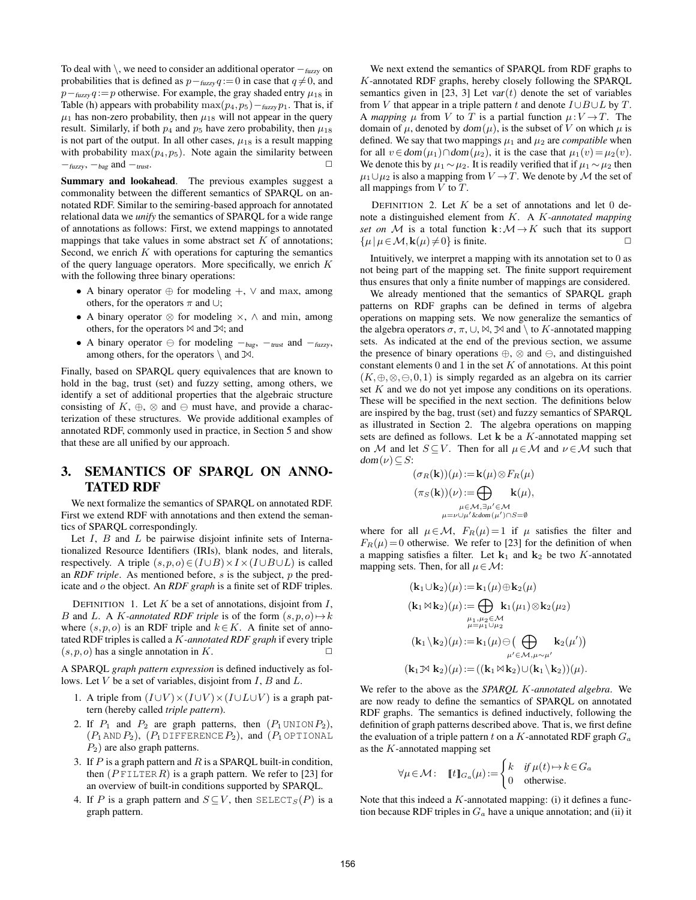To deal with \, we need to consider an additional operator $-_{\mathit{fuzzy}}$ on probabilities that is defined as $p -_{\mathit{fuzzy}} q := 0$ in case that $q \neq 0$, and $p -_{\mathit{fuzzy}} q := p$ otherwise. For example, the gray shaded entry $\mu_{18}$ in Table (h) appears with probability $\max(p_4, p_5) -_{\mathit{fuzzy}} p_1$. That is, if $\mu_1$ has non-zero probability, then $\mu_{18}$ will not appear in the query result. Similarly, if both $p_4$ and $p_5$ have zero probability, then $\mu_{18}$ is not part of the output. In all other cases, $\mu_{18}$ is a result mapping with probability $\max(p_4, p_5)$. Note again the similarity between $-_{\mathit{fuzzy}}$, $-_{\mathit{bag}}$ and $-_{\mathit{trust}}$. □

**Summary and lookahead**. The previous examples suggest a commonality between the different semantics of SPARQL on annotated RDF. Similar to the semiring-based approach for annotated relational data we *unify* the semantics of SPARQL for a wide range of annotations as follows: First, we extend mappings to annotated mappings that take values in some abstract set $K$ of annotations; Second, we enrich $K$ with operations for capturing the semantics of the query language operators. More specifically, we enrich $K$ with the following three binary operations:

- A binary operator $\oplus$ for modeling $+$, $\vee$ and $\max$, among others, for the operators $\pi$ and $\cup$;
- A binary operator $\otimes$ for modeling $\times$, $\wedge$ and $\min$, among others, for the operators $\bowtie$ and ⟕; and
- A binary operator $\ominus$ for modeling $-_{\mathit{bag}}$, $-_{\mathit{trust}}$ and $-_{\mathit{fuzzy}}$, among others, for the operators \ and ⟕.

Finally, based on SPARQL query equivalences that are known to hold in the bag, trust (set) and fuzzy setting, among others, we identify a set of additional properties that the algebraic structure consisting of $K$, $\oplus$, $\otimes$ and $\ominus$ must have, and provide a characterization of these structures. We provide additional examples of annotated RDF, commonly used in practice, in Section 5 and show that these are all unified by our approach.

# 3. SEMANTICS OF SPARQL ON ANNOTATED RDF

We next formalize the semantics of SPARQL on annotated RDF. First we extend RDF with annotations and then extend the semantics of SPARQL correspondingly.

Let $I$, $B$ and $L$ be pairwise disjoint infinite sets of Internationalized Resource Identifiers (IRIs), blank nodes, and literals, respectively. A triple $(s,p,o) \in (I \cup B) \times I \times (I \cup B \cup L)$ is called an *RDF triple*. As mentioned before, $s$ is the subject, $p$ the predicate and $o$ the object. An *RDF graph* is a finite set of RDF triples.

DEFINITION 1. Let $K$ be a set of annotations, disjoint from $I$, $B$ and $L$. A *$K$-annotated RDF triple* is of the form $(s,p,o) \mapsto k$ where $(s,p,o)$ is an RDF triple and $k \in K$. A finite set of annotated RDF triples is called a *$K$-annotated RDF graph* if every triple $(s,p,o)$ has a single annotation in $K$. □

A SPARQL *graph pattern expression* is defined inductively as follows. Let $V$ be a set of variables, disjoint from $I$, $B$ and $L$.

1. A triple from $(I \cup V) \times (I \cup V) \times (I \cup L \cup V)$ is a graph pattern (hereby called *triple pattern*).
2. If $P_1$ and $P_2$ are graph patterns, then ($P_1$ UNION $P_2$), ($P_1$ AND $P_2$), ($P_1$ DIFFERENCE $P_2$), and ($P_1$ OPTIONAL $P_2$) are also graph patterns.
3. If $P$ is a graph pattern and $R$ is a SPARQL built-in condition, then ($P$ FILTER $R$) is a graph pattern. We refer to [23] for an overview of built-in conditions supported by SPARQL.
4. If $P$ is a graph pattern and $S \subseteq V$, then SELECT$_S(P)$ is a graph pattern.

We next extend the semantics of SPARQL from RDF graphs to $K$-annotated RDF graphs, hereby closely following the SPARQL semantics given in [23, 3] Let $\mathit{var}(t)$ denote the set of variables from $V$ that appear in a triple pattern $t$ and denote $I \cup B \cup L$ by $T$. A *mapping* $\mu$ from $V$ to $T$ is a partial function $\mu : V \to T$. The domain of $\mu$, denoted by $\mathit{dom}(\mu)$, is the subset of $V$ on which $\mu$ is defined. We say that two mappings $\mu_1$ and $\mu_2$ are *compatible* when for all $v \in \mathit{dom}(\mu_1) \cap \mathit{dom}(\mu_2)$, it is the case that $\mu_1(v) = \mu_2(v)$. We denote this by $\mu_1 \sim \mu_2$. It is readily verified that if $\mu_1 \sim \mu_2$ then $\mu_1 \cup \mu_2$ is also a mapping from $V \to T$. We denote by $\mathcal{M}$ the set of all mappings from $V$ to $T$.

DEFINITION 2. Let $K$ be a set of annotations and let 0 denote a distinguished element from $K$. A *$K$-annotated mapping set on $\mathcal{M}$* is a total function $\mathbf{k} : \mathcal{M} \to K$ such that its support $\{\mu \mid \mu \in \mathcal{M}, \mathbf{k}(\mu) \neq 0\}$ is finite. □

Intuitively, we interpret a mapping with its annotation set to 0 as not being part of the mapping set. The finite support requirement thus ensures that only a finite number of mappings are considered.

We already mentioned that the semantics of SPARQL graph patterns on RDF graphs can be defined in terms of algebra operations on mapping sets. We now generalize the semantics of the algebra operators $\sigma$, $\pi$, $\cup$, $\bowtie$, ⟕ and \ to $K$-annotated mapping sets. As indicated at the end of the previous section, we assume the presence of binary operations $\oplus$, $\otimes$ and $\ominus$, and distinguished constant elements 0 and 1 in the set $K$ of annotations. At this point $(K, \oplus, \otimes, \ominus, 0, 1)$ is simply regarded as an algebra on its carrier set $K$ and we do not yet impose any conditions on its operations. These will be specified in the next section. The definitions below are inspired by the bag, trust (set) and fuzzy semantics of SPARQL as illustrated in Section 2. The algebra operations on mapping sets are defined as follows. Let $\mathbf{k}$ be a $K$-annotated mapping set on $\mathcal{M}$ and let $S \subseteq V$. Then for all $\mu \in \mathcal{M}$ and $\nu \in \mathcal{M}$ such that $\mathit{dom}(\nu) \subseteq S$:

$$(\sigma_R(\mathbf{k}))(\mu) := \mathbf{k}(\mu) \otimes F_R(\mu)$$

$$(\pi_S(\mathbf{k}))(\nu) := \bigoplus_{\substack{\mu \in \mathcal{M}, \exists \mu' \in \mathcal{M} \\ \mu = \nu \cup \mu' \,\&\, \mathit{dom}(\mu') \cap S = \emptyset}} \mathbf{k}(\mu),$$

where for all $\mu \in \mathcal{M}$, $F_R(\mu) = 1$ if $\mu$ satisfies the filter and $F_R(\mu) = 0$ otherwise. We refer to [23] for the definition of when a mapping satisfies a filter. Let $\mathbf{k}_1$ and $\mathbf{k}_2$ be two $K$-annotated mapping sets. Then, for all $\mu \in \mathcal{M}$:

$$(\mathbf{k}_1 \cup \mathbf{k}_2)(\mu) := \mathbf{k}_1(\mu) \oplus \mathbf{k}_2(\mu)$$

$$(\mathbf{k}_1 \bowtie \mathbf{k}_2)(\mu) := \bigoplus_{\substack{\mu_1, \mu_2 \in \mathcal{M} \\ \mu = \mu_1 \cup \mu_2}} \mathbf{k}_1(\mu_1) \otimes \mathbf{k}_2(\mu_2)$$

$$(\mathbf{k}_1 \setminus \mathbf{k}_2)(\mu) := \mathbf{k}_1(\mu) \ominus \Big( \bigoplus_{\mu' \in \mathcal{M}, \mu \sim \mu'} \mathbf{k}_2(\mu') \Big)$$

$$(\mathbf{k}_1 ⟕ \mathbf{k}_2)(\mu) := ((\mathbf{k}_1 \bowtie \mathbf{k}_2) \cup (\mathbf{k}_1 \setminus \mathbf{k}_2))(\mu).$$

We refer to the above as the *SPARQL $K$-annotated algebra*. We are now ready to define the semantics of SPARQL on annotated RDF graphs. The semantics is defined inductively, following the definition of graph patterns described above. That is, we first define the evaluation of a triple pattern $t$ on a $K$-annotated RDF graph $G_a$ as the $K$-annotated mapping set

$$\forall \mu \in \mathcal{M} : \quad [\![t]\!]_{G_a}(\mu) := \begin{cases} k & \text{if } \mu(t) \mapsto k \in G_a \\ 0 & \text{otherwise.} \end{cases}$$

Note that this indeed a $K$-annotated mapping: (i) it defines a function because RDF triples in $G_a$ have a unique annotation; and (ii) it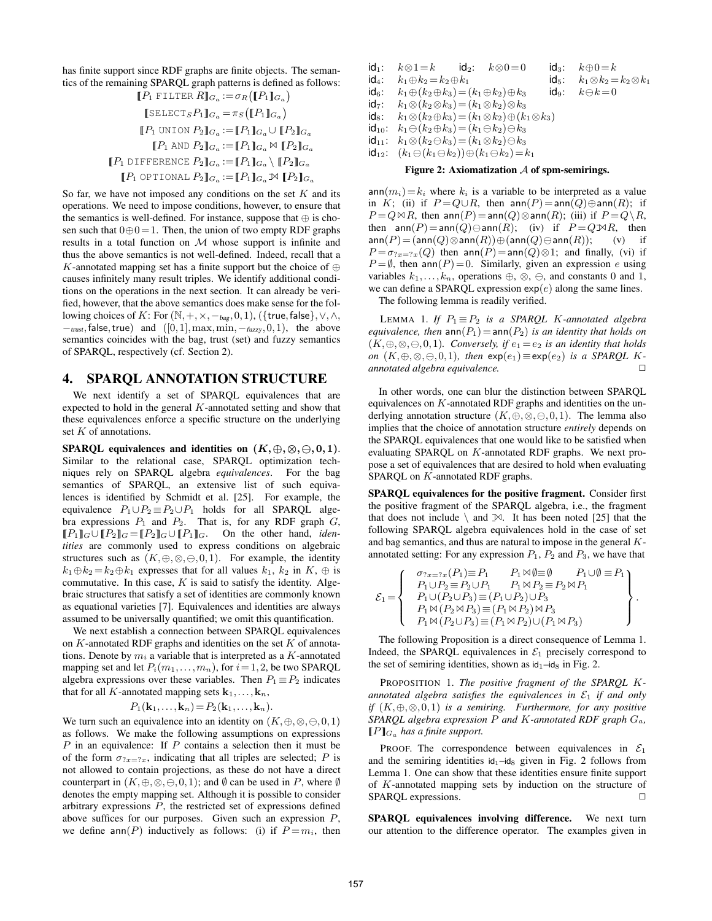has finite support since RDF graphs are finite objects. The semantics of the remaining SPARQL graph patterns is defined as follows:

$$[\![P_1 \texttt{ FILTER } R]\!]_{G_a} := \sigma_R\big([\![P_1]\!]_{G_a}\big)$$

$$[\![\texttt{SELECT}_S P_1]\!]_{G_a} = \pi_S\big([\![P_1]\!]_{G_a}\big)$$

$$[\![P_1 \texttt{ UNION } P_2]\!]_{G_a} := [\![P_1]\!]_{G_a} \cup [\![P_2]\!]_{G_a}$$

$$[\![P_1 \texttt{ AND } P_2]\!]_{G_a} := [\![P_1]\!]_{G_a} \bowtie [\![P_2]\!]_{G_a}$$

$$[\![P_1 \texttt{ DIFFERENCE } P_2]\!]_{G_a} := [\![P_1]\!]_{G_a} \setminus [\![P_2]\!]_{G_a}$$

$$[\![P_1 \texttt{ OPTIONAL } P_2]\!]_{G_a} := [\![P_1]\!]_{G_a} ⟕ [\![P_2]\!]_{G_a}$$

So far, we have not imposed any conditions on the set $K$ and its operations. We need to impose conditions, however, to ensure that the semantics is well-defined. For instance, suppose that $\oplus$ is chosen such that $0 \oplus 0 = 1$. Then, the union of two empty RDF graphs results in a total function on $\mathcal{M}$ whose support is infinite and thus the above semantics is not well-defined. Indeed, recall that a $K$-annotated mapping set has a finite support but the choice of $\oplus$ causes infinitely many result triples. We identify additional conditions on the operations in the next section. It can already be verified, however, that the above semantics does make sense for the following choices of $K$: For $(\mathbb{N}, +, \times, -_{bag}, 0, 1)$, $(\{\mathsf{true}, \mathsf{false}\}, \vee, \wedge, -_{trust}, \mathsf{false}, \mathsf{true})$ and $([0,1], \max, \min, -_{fuzzy}, 0, 1)$, the above semantics coincides with the bag, trust (set) and fuzzy semantics of SPARQL, respectively (cf. Section 2).

## 4. SPARQL ANNOTATION STRUCTURE

We next identify a set of SPARQL equivalences that are expected to hold in the general $K$-annotated setting and show that these equivalences enforce a specific structure on the underlying set $K$ of annotations.

**SPARQL equivalences and identities on $(K, \oplus, \otimes, \ominus, 0, 1)$.** Similar to the relational case, SPARQL optimization techniques rely on SPARQL algebra *equivalences*. For the bag semantics of SPARQL, an extensive list of such equivalences is identified by Schmidt et al. [25]. For example, the equivalence $P_1 \cup P_2 \equiv P_2 \cup P_1$ holds for all SPARQL algebra expressions $P_1$ and $P_2$. That is, for any RDF graph $G$, $[\![P_1]\!]_G \cup [\![P_2]\!]_G = [\![P_2]\!]_G \cup [\![P_1]\!]_G$. On the other hand, *identities* are commonly used to express conditions on algebraic structures such as $(K, \oplus, \otimes, \ominus, 0, 1)$. For example, the identity $k_1 \oplus k_2 = k_2 \oplus k_1$ expresses that for all values $k_1$, $k_2$ in $K$, $\oplus$ is commutative. In this case, $K$ is said to satisfy the identity. Algebraic structures that satisfy a set of identities are commonly known as equational varieties [7]. Equivalences and identities are always assumed to be universally quantified; we omit this quantification.

We next establish a connection between SPARQL equivalences on $K$-annotated RDF graphs and identities on the set $K$ of annotations. Denote by $m_i$ a variable that is interpreted as a $K$-annotated mapping set and let $P_i(m_1, \ldots, m_n)$, for $i = 1, 2$, be two SPARQL algebra expressions over these variables. Then $P_1 \equiv P_2$ indicates that for all $K$-annotated mapping sets $\mathbf{k}_1, \ldots, \mathbf{k}_n$,

$$P_1(\mathbf{k}_1, \ldots, \mathbf{k}_n) = P_2(\mathbf{k}_1, \ldots, \mathbf{k}_n).$$

We turn such an equivalence into an identity on $(K, \oplus, \otimes, \ominus, 0, 1)$ as follows. We make the following assumptions on expressions $P$ in an equivalence: If $P$ contains a selection then it must be of the form $\sigma_{?x=?x}$, indicating that all triples are selected; $P$ is not allowed to contain projections, as these do not have a direct counterpart in $(K, \oplus, \otimes, \ominus, 0, 1)$; and $\emptyset$ can be used in $P$, where $\emptyset$ denotes the empty mapping set. Although it is possible to consider arbitrary expressions $P$, the restricted set of expressions defined above suffices for our purposes. Given such an expression $P$, we define $\mathsf{ann}(P)$ inductively as follows: (i) if $P = m_i$, then $\mathsf{ann}(m_i) = k_i$ where $k_i$ is a variable to be interpreted as a value in $K$; (ii) if $P = Q \cup R$, then $\mathsf{ann}(P) = \mathsf{ann}(Q) \oplus \mathsf{ann}(R)$; if $P = Q \bowtie R$, then $\mathsf{ann}(P) = \mathsf{ann}(Q) \otimes \mathsf{ann}(R)$; (iii) if $P = Q \setminus R$, then $\mathsf{ann}(P) = \mathsf{ann}(Q) \ominus \mathsf{ann}(R)$; (iv) if $P = Q ⟕ R$, then $\mathsf{ann}(P) = (\mathsf{ann}(Q) \otimes \mathsf{ann}(R)) \oplus (\mathsf{ann}(Q) \ominus \mathsf{ann}(R))$; (v) if $P = \sigma_{?x=?x}(Q)$ then $\mathsf{ann}(P) = \mathsf{ann}(Q) \otimes 1$; and finally, (vi) if $P = \emptyset$, then $\mathsf{ann}(P) = 0$. Similarly, given an expression $e$ using variables $k_1, \ldots, k_n$, operations $\oplus$, $\otimes$, $\ominus$, and constants 0 and 1, we can define a SPARQL expression $\mathsf{exp}(e)$ along the same lines.

| | | | | | |
|---|---|---|---|---|---|
| $\mathsf{id}_1$: | $k \otimes 1 = k$ | $\mathsf{id}_2$: | $k \otimes 0 = 0$ | $\mathsf{id}_3$: | $k \oplus 0 = k$ |
| $\mathsf{id}_4$: | $k_1 \oplus k_2 = k_2 \oplus k_1$ | | | $\mathsf{id}_5$: | $k_1 \otimes k_2 = k_2 \otimes k_1$ |
| $\mathsf{id}_6$: | $k_1 \oplus (k_2 \oplus k_3) = (k_1 \oplus k_2) \oplus k_3$ | | | $\mathsf{id}_9$: | $k \ominus k = 0$ |
| $\mathsf{id}_7$: | $k_1 \otimes (k_2 \otimes k_3) = (k_1 \otimes k_2) \otimes k_3$ | | | | |
| $\mathsf{id}_8$: | $k_1 \otimes (k_2 \oplus k_3) = (k_1 \otimes k_2) \oplus (k_1 \otimes k_3)$ | | | | |
| $\mathsf{id}_{10}$: | $k_1 \ominus (k_2 \oplus k_3) = (k_1 \ominus k_2) \ominus k_3$ | | | | |
| $\mathsf{id}_{11}$: | $k_1 \otimes (k_2 \ominus k_3) = (k_1 \otimes k_2) \ominus k_3$ | | | | |
| $\mathsf{id}_{12}$: | $(k_1 \ominus (k_1 \ominus k_2)) \oplus (k_1 \ominus k_2) = k_1$ | | | | |

**Figure 2: Axiomatization $\mathcal{A}$ of spm-semirings.**

The following lemma is readily verified.

LEMMA 1. *If $P_1 \equiv P_2$ is a SPARQL $K$-annotated algebra equivalence, then $\mathsf{ann}(P_1) = \mathsf{ann}(P_2)$ is an identity that holds on $(K, \oplus, \otimes, \ominus, 0, 1)$. Conversely, if $e_1 = e_2$ is an identity that holds on $(K, \oplus, \otimes, \ominus, 0, 1)$, then $\mathsf{exp}(e_1) \equiv \mathsf{exp}(e_2)$ is a SPARQL $K$-annotated algebra equivalence.* $\square$

In other words, one can blur the distinction between SPARQL equivalences on $K$-annotated RDF graphs and identities on the underlying annotation structure $(K, \oplus, \otimes, \ominus, 0, 1)$. The lemma also implies that the choice of annotation structure *entirely* depends on the SPARQL equivalences that one would like to be satisfied when evaluating SPARQL on $K$-annotated RDF graphs. We next propose a set of equivalences that are desired to hold when evaluating SPARQL on $K$-annotated RDF graphs.

**SPARQL equivalences for the positive fragment.** Consider first the positive fragment of the SPARQL algebra, i.e., the fragment that does not include $\setminus$ and ⟕. It has been noted [25] that the following SPARQL algebra equivalences hold in the case of set and bag semantics, and thus are natural to impose in the general $K$-annotated setting: For any expression $P_1$, $P_2$ and $P_3$, we have that

$$\mathcal{E}_1 = \left\{ \begin{array}{lll} \sigma_{?x=?x}(P_1) \equiv P_1 & P_1 \bowtie \emptyset \equiv \emptyset & P_1 \cup \emptyset \equiv P_1 \\ P_1 \cup P_2 \equiv P_2 \cup P_1 & P_1 \bowtie P_2 \equiv P_2 \bowtie P_1 & \\ P_1 \cup (P_2 \cup P_3) \equiv (P_1 \cup P_2) \cup P_3 & & \\ P_1 \bowtie (P_2 \bowtie P_3) \equiv (P_1 \bowtie P_2) \bowtie P_3 & & \\ P_1 \bowtie (P_2 \cup P_3) \equiv (P_1 \bowtie P_2) \cup (P_1 \bowtie P_3) & & \end{array} \right\}.$$

The following Proposition is a direct consequence of Lemma 1. Indeed, the SPARQL equivalences in $\mathcal{E}_1$ precisely correspond to the set of semiring identities, shown as $\mathsf{id}_1$–$\mathsf{id}_8$ in Fig. 2.

PROPOSITION 1. *The positive fragment of the SPARQL $K$-annotated algebra satisfies the equivalences in $\mathcal{E}_1$ if and only if $(K, \oplus, \otimes, 0, 1)$ is a semiring. Furthermore, for any positive SPARQL algebra expression $P$ and $K$-annotated RDF graph $G_a$, $[\![P]\!]_{G_a}$ has a finite support.*

PROOF. The correspondence between equivalences in $\mathcal{E}_1$ and the semiring identities $\mathsf{id}_1$–$\mathsf{id}_8$ given in Fig. 2 follows from Lemma 1. One can show that these identities ensure finite support of $K$-annotated mapping sets by induction on the structure of SPARQL expressions. $\square$

**SPARQL equivalences involving difference.** We next turn our attention to the difference operator. The examples given in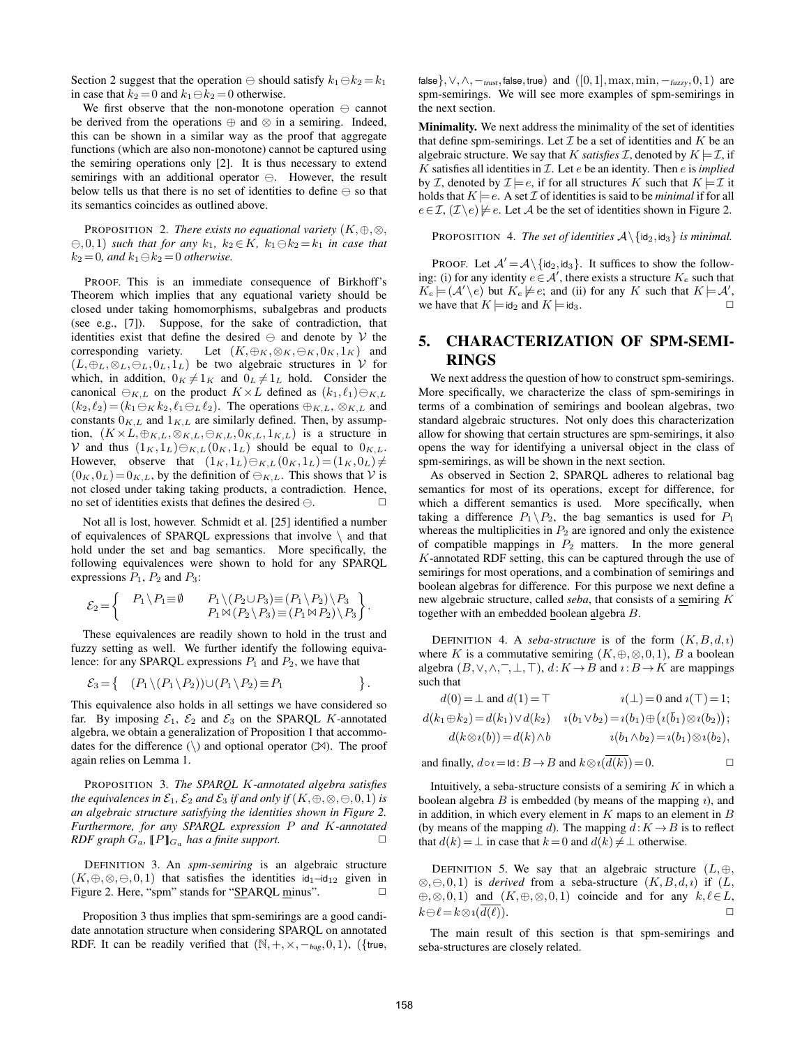Section 2 suggest that the operation $\ominus$ should satisfy $k_1 \ominus k_2 = k_1$ in case that $k_2 = 0$ and $k_1 \ominus k_2 = 0$ otherwise.

We first observe that the non-monotone operation $\ominus$ cannot be derived from the operations $\oplus$ and $\otimes$ in a semiring. Indeed, this can be shown in a similar way as the proof that aggregate functions (which are also non-monotone) cannot be captured using the semiring operations only [2]. It is thus necessary to extend semirings with an additional operator $\ominus$. However, the result below tells us that there is no set of identities to define $\ominus$ so that its semantics coincides as outlined above.

PROPOSITION 2. *There exists no equational variety $(K, \oplus, \otimes, \ominus, 0, 1)$ such that for any $k_1, k_2 \in K$, $k_1 \ominus k_2 = k_1$ in case that $k_2 = 0$, and $k_1 \ominus k_2 = 0$ otherwise.*

PROOF. This is an immediate consequence of Birkhoff's Theorem which implies that any equational variety should be closed under taking homomorphisms, subalgebras and products (see e.g., [7]). Suppose, for the sake of contradiction, that identities exist that define the desired $\ominus$ and denote by $\mathcal{V}$ the corresponding variety. Let $(K, \oplus_K, \otimes_K, \ominus_K, 0_K, 1_K)$ and $(L, \oplus_L, \otimes_L, \ominus_L, 0_L, 1_L)$ be two algebraic structures in $\mathcal{V}$ for which, in addition, $0_K \neq 1_K$ and $0_L \neq 1_L$ hold. Consider the canonical $\ominus_{K,L}$ on the product $K \times L$ defined as $(k_1, \ell_1) \ominus_{K,L} (k_2, \ell_2) = (k_1 \ominus_K k_2, \ell_1 \ominus_L \ell_2)$. The operations $\oplus_{K,L}$, $\otimes_{K,L}$ and constants $0_{K,L}$ and $1_{K,L}$ are similarly defined. Then, by assumption, $(K \times L, \oplus_{K,L}, \otimes_{K,L}, \ominus_{K,L}, 0_{K,L}, 1_{K,L})$ is a structure in $\mathcal{V}$ and thus $(1_K, 1_L) \ominus_{K,L} (0_K, 1_L)$ should be equal to $0_{K,L}$. However, observe that $(1_K, 1_L) \ominus_{K,L} (0_K, 1_L) = (1_K, 0_L) \neq (0_K, 0_L) = 0_{K,L}$, by the definition of $\ominus_{K,L}$. This shows that $\mathcal{V}$ is not closed under taking taking products, a contradiction. Hence, no set of identities exists that defines the desired $\ominus$. $\square$

Not all is lost, however. Schmidt et al. [25] identified a number of equivalences of SPARQL expressions that involve $\setminus$ and that hold under the set and bag semantics. More specifically, the following equivalences were shown to hold for any SPARQL expressions $P_1$, $P_2$ and $P_3$:

$$\mathcal{E}_2 = \left\{ \begin{array}{ll} P_1 \setminus P_1 \equiv \emptyset & P_1 \setminus (P_2 \cup P_3) \equiv (P_1 \setminus P_2) \setminus P_3 \\ & P_1 \bowtie (P_2 \setminus P_3) \equiv (P_1 \bowtie P_2) \setminus P_3 \end{array} \right\}.$$

These equivalences are readily shown to hold in the trust and fuzzy setting as well. We further identify the following equivalence: for any SPARQL expressions $P_1$ and $P_2$, we have that

$$\mathcal{E}_3 = \left\{ \quad (P_1 \setminus (P_1 \setminus P_2)) \cup (P_1 \setminus P_2) \equiv P_1 \quad \right\}.$$

This equivalence also holds in all settings we have considered so far. By imposing $\mathcal{E}_1$, $\mathcal{E}_2$ and $\mathcal{E}_3$ on the SPARQL $K$-annotated algebra, we obtain a generalization of Proposition 1 that accommodates for the difference ($\setminus$) and optional operator ($⟕$). The proof again relies on Lemma 1.

PROPOSITION 3. *The SPARQL $K$-annotated algebra satisfies the equivalences in $\mathcal{E}_1$, $\mathcal{E}_2$ and $\mathcal{E}_3$ if and only if $(K, \oplus, \otimes, \ominus, 0, 1)$ is an algebraic structure satisfying the identities shown in Figure 2. Furthermore, for any SPARQL expression $P$ and $K$-annotated RDF graph $G_a$, $[\![P]\!]_{G_a}$ has a finite support.* $\square$

DEFINITION 3. An *spm-semiring* is an algebraic structure $(K, \oplus, \otimes, \ominus, 0, 1)$ that satisfies the identities $\mathsf{id}_1$–$\mathsf{id}_{12}$ given in Figure 2. Here, "spm" stands for "SPARQL minus". $\square$

Proposition 3 thus implies that spm-semirings are a good candidate annotation structure when considering SPARQL on annotated RDF. It can be readily verified that $(\mathbb{N}, +, \times, -_{bag}, 0, 1)$, $(\{\mathsf{true}, \mathsf{false}\}, \vee, \wedge, -_{trust}, \mathsf{false}, \mathsf{true})$ and $([0,1], \max, \min, -_{fuzzy}, 0, 1)$ are spm-semirings. We will see more examples of spm-semirings in the next section.

**Minimality.** We next address the minimality of the set of identities that define spm-semirings. Let $\mathcal{I}$ be a set of identities and $K$ be an algebraic structure. We say that $K$ *satisfies* $\mathcal{I}$, denoted by $K \models \mathcal{I}$, if $K$ satisfies all identities in $\mathcal{I}$. Let $e$ be an identity. Then $e$ is *implied* by $\mathcal{I}$, denoted by $\mathcal{I} \models e$, if for all structures $K$ such that $K \models \mathcal{I}$ it holds that $K \models e$. A set $\mathcal{I}$ of identities is said to be *minimal* if for all $e \in \mathcal{I}$, $(\mathcal{I} \setminus e) \not\models e$. Let $\mathcal{A}$ be the set of identities shown in Figure 2.

PROPOSITION 4. *The set of identities $\mathcal{A} \setminus \{\mathsf{id}_2, \mathsf{id}_3\}$ is minimal.*

PROOF. Let $\mathcal{A}' = \mathcal{A} \setminus \{\mathsf{id}_2, \mathsf{id}_3\}$. It suffices to show the following: (i) for any identity $e \in \mathcal{A}'$, there exists a structure $K_e$ such that $K_e \models (\mathcal{A}' \setminus e)$ but $K_e \not\models e$; and (ii) for any $K$ such that $K \models \mathcal{A}'$, we have that $K \models \mathsf{id}_2$ and $K \models \mathsf{id}_3$. $\square$

## 5. CHARACTERIZATION OF SPM-SEMIRINGS

We next address the question of how to construct spm-semirings. More specifically, we characterize the class of spm-semirings in terms of a combination of semirings and boolean algebras, two standard algebraic structures. Not only does this characterization allow for showing that certain structures are spm-semirings, it also opens the way for identifying a universal object in the class of spm-semirings, as will be shown in the next section.

As observed in Section 2, SPARQL adheres to relational bag semantics for most of its operations, except for difference, for which a different semantics is used. More specifically, when taking a difference $P_1 \setminus P_2$, the bag semantics is used for $P_1$ whereas the multiplicities in $P_2$ are ignored and only the existence of compatible mappings in $P_2$ matters. In the more general $K$-annotated RDF setting, this can be captured through the use of semirings for most operations, and a combination of semirings and boolean algebras for difference. For this purpose we next define a new algebraic structure, called *seba*, that consists of a semiring $K$ together with an embedded boolean algebra $B$.

DEFINITION 4. A *seba-structure* is of the form $(K, B, d, \imath)$ where $K$ is a commutative semiring $(K, \oplus, \otimes, 0, 1)$, $B$ a boolean algebra $(B, \vee, \wedge, \bar{\ }, \bot, \top)$, $d : K \to B$ and $\imath : B \to K$ are mappings such that

$$\begin{array}{ll} d(0) = \bot \text{ and } d(1) = \top & \imath(\bot) = 0 \text{ and } \imath(\top) = 1; \\ d(k_1 \oplus k_2) = d(k_1) \vee d(k_2) & \imath(b_1 \vee b_2) = \imath(b_1) \oplus \big(\imath(\bar{b}_1) \otimes \imath(b_2)\big); \\ d(k \otimes \imath(b)) = d(k) \wedge b & \imath(b_1 \wedge b_2) = \imath(b_1) \otimes \imath(b_2), \end{array}$$

and finally, $d \circ \imath = \mathsf{Id} : B \to B$ and $k \otimes \imath(\overline{d(k)}) = 0$. $\square$

Intuitively, a seba-structure consists of a semiring $K$ in which a boolean algebra $B$ is embedded (by means of the mapping $\imath$), and in addition, in which every element in $K$ maps to an element in $B$ (by means of the mapping $d$). The mapping $d : K \to B$ is to reflect that $d(k) = \bot$ in case that $k = 0$ and $d(k) \neq \bot$ otherwise.

DEFINITION 5. We say that an algebraic structure $(L, \oplus, \otimes, \ominus, 0, 1)$ is *derived* from a seba-structure $(K, B, d, \imath)$ if $(L, \oplus, \otimes, 0, 1)$ and $(K, \oplus, \otimes, 0, 1)$ coincide and for any $k, \ell \in L$, $k \ominus \ell = k \otimes \imath(\overline{d(\ell)})$. $\square$

The main result of this section is that spm-semirings and seba-structures are closely related.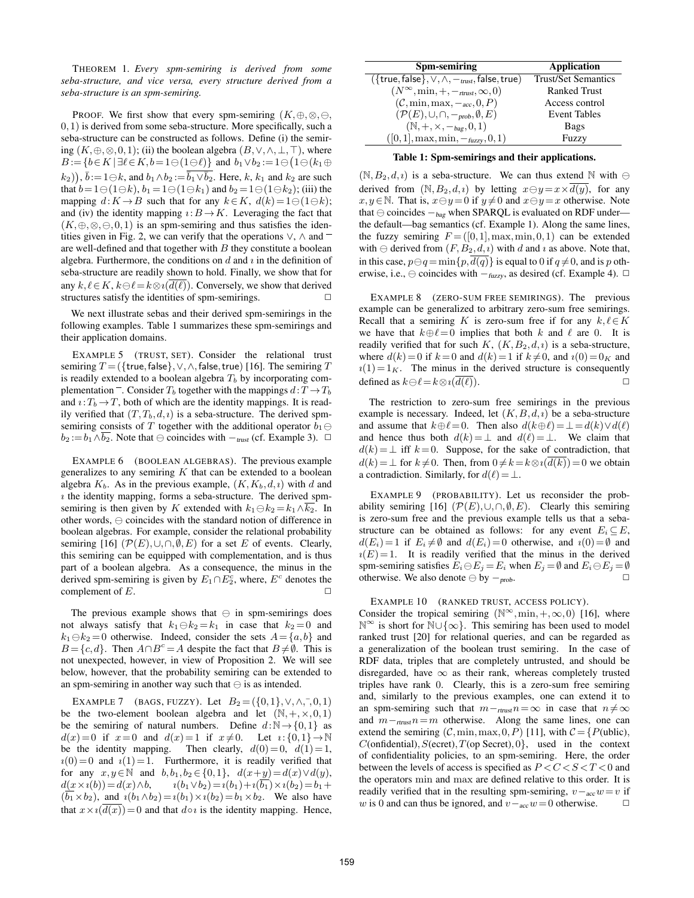THEOREM 1. *Every spm-semiring is derived from some seba-structure, and vice versa, every structure derived from a seba-structure is an spm-semiring.*

PROOF. We first show that every spm-semiring $(K,\oplus,\otimes,\ominus,0,1)$ is derived from some seba-structure. More specifically, such a seba-structure can be constructed as follows. Define (i) the semiring $(K,\oplus,\otimes,0,1)$; (ii) the boolean algebra $(B,\vee,\wedge,\bot,\top)$, where $B:=\{b\in K \mid \exists \ell\in K, b=1\ominus(1\ominus\ell)\}$ and $b_1\vee b_2 := 1\ominus\big(1\ominus(k_1\oplus k_2)\big)$, $\bar{b}:=1\ominus k$, and $b_1\wedge b_2 := \overline{\bar{b_1}\vee\bar{b_2}}$. Here, $k$, $k_1$ and $k_2$ are such that $b=1\ominus(1\ominus k)$, $b_1=1\ominus(1\ominus k_1)$ and $b_2=1\ominus(1\ominus k_2)$; (iii) the mapping $d:K\to B$ such that for any $k\in K$, $d(k)=1\ominus(1\ominus k)$; and (iv) the identity mapping $\imath: B\to K$. Leveraging the fact that $(K,\oplus,\otimes,\ominus,0,1)$ is an spm-semiring and thus satisfies the identities given in Fig. 2, we can verify that the operations $\vee$, $\wedge$ and $^-$ are well-defined and that together with $B$ they constitute a boolean algebra. Furthermore, the conditions on $d$ and $\imath$ in the definition of seba-structure are readily shown to hold. Finally, we show that for any $k,\ell\in K$, $k\ominus\ell = k\otimes\imath(\overline{d(\ell)})$. Conversely, we show that derived structures satisfy the identities of spm-semirings. ☐

We next illustrate sebas and their derived spm-semirings in the following examples. Table 1 summarizes these spm-semirings and their application domains.

EXAMPLE 5 (TRUST, SET). Consider the relational trust semiring $T=(\{\mathsf{true},\mathsf{false}\},\vee,\wedge,\mathsf{false},\mathsf{true})$ [16]. The semiring $T$ is readily extended to a boolean algebra $T_b$ by incorporating complementation $^-$. Consider $T_b$ together with the mappings $d:T\to T_b$ and $\imath:T_b\to T$, both of which are the identity mappings. It is readily verified that $(T,T_b,d,\imath)$ is a seba-structure. The derived spm-semiring consists of $T$ together with the additional operator $b_1\ominus b_2 := b_1\wedge\overline{b_2}$. Note that $\ominus$ coincides with $-_{trust}$ (cf. Example 3). ☐

EXAMPLE 6 (BOOLEAN ALGEBRAS). The previous example generalizes to any semiring $K$ that can be extended to a boolean algebra $K_b$. As in the previous example, $(K,K_b,d,\imath)$ with $d$ and $\imath$ the identity mapping, forms a seba-structure. The derived spm-semiring is then given by $K$ extended with $k_1\ominus k_2 = k_1\wedge\overline{k_2}$. In other words, $\ominus$ coincides with the standard notion of difference in boolean algebras. For example, consider the relational probability semiring [16] $(\mathcal{P}(E),\cup,\cap,\emptyset,E)$ for a set $E$ of events. Clearly, this semiring can be equipped with complementation, and is thus part of a boolean algebra. As a consequence, the minus in the derived spm-semiring is given by $E_1\cap E_2^c$, where, $E^c$ denotes the complement of $E$. ☐

The previous example shows that $\ominus$ in spm-semirings does not always satisfy that $k_1\ominus k_2 = k_1$ in case that $k_2=0$ and $k_1\ominus k_2=0$ otherwise. Indeed, consider the sets $A=\{a,b\}$ and $B=\{c,d\}$. Then $A\cap B^c = A$ despite the fact that $B\neq\emptyset$. This is not unexpected, however, in view of Proposition 2. We will see below, however, that the probability semiring can be extended to an spm-semiring in another way such that $\ominus$ is as intended.

EXAMPLE 7 (BAGS, FUZZY). Let $B_2=(\{0,1\},\vee,\wedge,^-,0,1)$ be the two-element boolean algebra and let $(\mathbb{N},+,\times,0,1)$ be the semiring of natural numbers. Define $d:\mathbb{N}\to\{0,1\}$ as $d(x)=0$ if $x=0$ and $d(x)=1$ if $x\neq 0$. Let $\imath:\{0,1\}\to\mathbb{N}$ be the identity mapping. Then clearly, $d(0)=0$, $d(1)=1$, $\imath(0)=0$ and $\imath(1)=1$. Furthermore, it is readily verified that for any $x,y\in\mathbb{N}$ and $b,b_1,b_2\in\{0,1\}$, $d(x+y)=d(x)\vee d(y)$, $d(x\times\imath(b))=d(x)\wedge b$, $\imath(b_1\vee b_2)=\imath(b_1)+\imath(\overline{b_1})\times\imath(b_2)=b_1+(\overline{b_1}\times b_2)$, and $\imath(b_1\wedge b_2)=\imath(b_1)\times\imath(b_2)=b_1\times b_2$. We also have that $x\times\imath(\overline{d(x)})=0$ and that $d\circ\imath$ is the identity mapping. Hence, $(\mathbb{N},B_2,d,\imath)$ is a seba-structure. We can thus extend $\mathbb{N}$ with $\ominus$ derived from $(\mathbb{N},B_2,d,\imath)$ by letting $x\ominus y = x\times\overline{d(y)}$, for any $x,y\in\mathbb{N}$. That is, $x\ominus y=0$ if $y\neq 0$ and $x\ominus y=x$ otherwise. Note that $\ominus$ coincides $-_{bag}$ when SPARQL is evaluated on RDF under—the default—bag semantics (cf. Example 1). Along the same lines, the fuzzy semiring $F=([0,1],\max,\min,0,1)$ can be extended with $\ominus$ derived from $(F,B_2,d,\imath)$ with $d$ and $\imath$ as above. Note that, in this case, $p\ominus q=\min\{p,\overline{d(q)}\}$ is equal to 0 if $q\neq 0$, and is $p$ otherwise, i.e., $\ominus$ coincides with $-_{fuzzy}$, as desired (cf. Example 4). ☐

| Spm-semiring | Application |
|---|---|
| $(\{\mathsf{true},\mathsf{false}\},\vee,\wedge,-_{trust},\mathsf{false},\mathsf{true})$ | Trust/Set Semantics |
| $(N^{\infty},\min,+,-_{rtrust},\infty,0)$ | Ranked Trust |
| $(\mathcal{C},\min,\max,-_{acc},0,P)$ | Access control |
| $(\mathcal{P}(E),\cup,\cap,-_{prob},\emptyset,E)$ | Event Tables |
| $(\mathbb{N},+,\times,-_{bag},0,1)$ | Bags |
| $([0,1],\max,\min,-_{fuzzy},0,1)$ | Fuzzy |

**Table 1: Spm-semirings and their applications.**

EXAMPLE 8 (ZERO-SUM FREE SEMIRINGS). The previous example can be generalized to arbitrary zero-sum free semirings. Recall that a semiring $K$ is zero-sum free if for any $k,\ell\in K$ we have that $k\oplus\ell=0$ implies that both $k$ and $\ell$ are 0. It is readily verified that for such $K$, $(K,B_2,d,\imath)$ is a seba-structure, where $d(k)=0$ if $k=0$ and $d(k)=1$ if $k\neq 0$, and $\imath(0)=0_K$ and $\imath(1)=1_K$. The minus in the derived structure is consequently defined as $k\ominus\ell=k\otimes\imath(\overline{d(\ell)})$. ☐

The restriction to zero-sum free semirings in the previous example is necessary. Indeed, let $(K,B,d,\imath)$ be a seba-structure and assume that $k\oplus\ell=0$. Then also $d(k\oplus\ell)=\bot=d(k)\vee d(\ell)$ and hence thus both $d(k)=\bot$ and $d(\ell)=\bot$. We claim that $d(k)=\bot$ iff $k=0$. Suppose, for the sake of contradiction, that $d(k)=\bot$ for $k\neq 0$. Then, from $0\neq k=k\otimes\imath(\overline{d(k)})=0$ we obtain a contradiction. Similarly, for $d(\ell)=\bot$.

EXAMPLE 9 (PROBABILITY). Let us reconsider the probability semiring [16] $(\mathcal{P}(E),\cup,\cap,\emptyset,E)$. Clearly this semiring is zero-sum free and the previous example tells us that a seba-structure can be obtained as follows: for any event $E_i\subseteq E$, $d(E_i)=1$ if $E_i\neq\emptyset$ and $d(E_i)=0$ otherwise, and $\imath(0)=\emptyset$ and $\imath(E)=1$. It is readily verified that the minus in the derived spm-semiring satisfies $E_i\ominus E_j=E_i$ when $E_j=\emptyset$ and $E_i\ominus E_j=\emptyset$ otherwise. We also denote $\ominus$ by $-_{prob}$. ☐

EXAMPLE 10 (RANKED TRUST, ACCESS POLICY). Consider the tropical semiring $(\mathbb{N}^{\infty},\min,+,\infty,0)$ [16], where $\mathbb{N}^{\infty}$ is short for $\mathbb{N}\cup\{\infty\}$. This semiring has been used to model ranked trust [20] for relational queries, and can be regarded as a generalization of the boolean trust semiring. In the case of RDF data, triples that are completely untrusted, and should be disregarded, have $\infty$ as their rank, whereas completely trusted triples have rank 0. Clearly, this is a zero-sum free semiring and, similarly to the previous examples, one can extend it to an spm-semiring such that $m-_{rtrust}n=\infty$ in case that $n\neq\infty$ and $m-_{rtrust}n=m$ otherwise. Along the same lines, one can extend the semiring $(\mathcal{C},\min,\max,0,P)$ [11], with $\mathcal{C}=\{P(\text{ublic}), C(\text{onfidential}), S(\text{ecret}), T(\text{op Secret}), 0\}$, used in the context of confidentiality policies, to an spm-semiring. Here, the order between the levels of access is specified as $P<C<S<T<0$ and the operators min and max are defined relative to this order. It is readily verified that in the resulting spm-semiring, $v-_{acc}w=v$ if $w$ is 0 and can thus be ignored, and $v-_{acc}w=0$ otherwise. ☐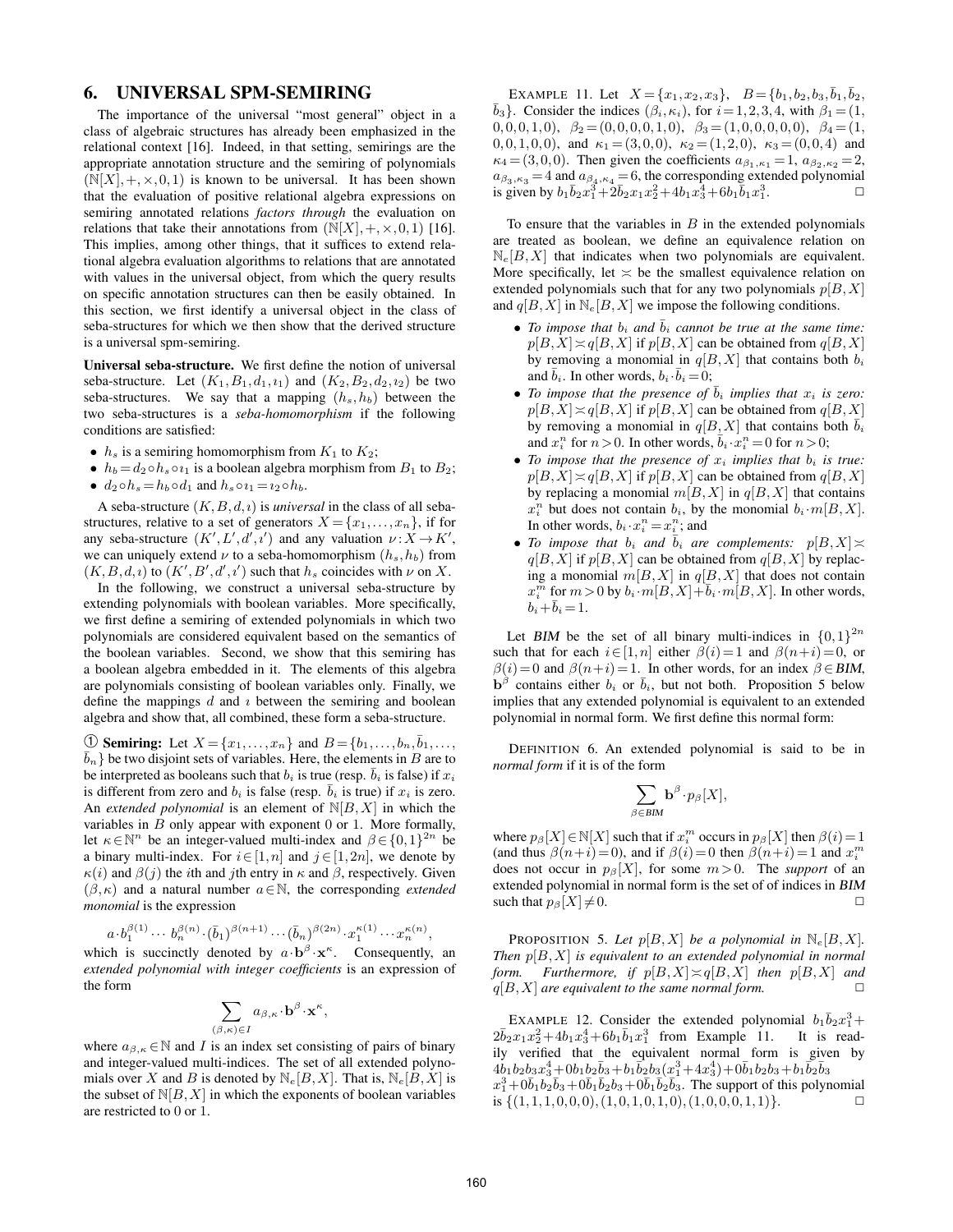## 6. UNIVERSAL SPM-SEMIRING

The importance of the universal "most general" object in a class of algebraic structures has already been emphasized in the relational context [16]. Indeed, in that setting, semirings are the appropriate annotation structure and the semiring of polynomials $(\mathbb{N}[X], +, \times, 0, 1)$ is known to be universal. It has been shown that the evaluation of positive relational algebra expressions on semiring annotated relations *factors through* the evaluation on relations that take their annotations from $(\mathbb{N}[X], +, \times, 0, 1)$ [16]. This implies, among other things, that it suffices to extend relational algebra evaluation algorithms to relations that are annotated with values in the universal object, from which the query results on specific annotation structures can then be easily obtained. In this section, we first identify a universal object in the class of seba-structures for which we then show that the derived structure is a universal spm-semiring.

**Universal seba-structure.** We first define the notion of universal seba-structure. Let $(K_1, B_1, d_1, \imath_1)$ and $(K_2, B_2, d_2, \imath_2)$ be two seba-structures. We say that a mapping $(h_s, h_b)$ between the two seba-structures is a *seba-homomorphism* if the following conditions are satisfied:

- $h_s$ is a semiring homomorphism from $K_1$ to $K_2$;
- $h_b = d_2 \circ h_s \circ \imath_1$ is a boolean algebra morphism from $B_1$ to $B_2$;
- $d_2 \circ h_s = h_b \circ d_1$ and $h_s \circ \imath_1 = \imath_2 \circ h_b$.

A seba-structure $(K, B, d, \imath)$ is *universal* in the class of all seba-structures, relative to a set of generators $X = \{x_1, \ldots, x_n\}$, if for any seba-structure $(K', L', d', \imath')$ and any valuation $\nu : X \to K'$, we can uniquely extend $\nu$ to a seba-homomorphism $(h_s, h_b)$ from $(K, B, d, \imath)$ to $(K', B', d', \imath')$ such that $h_s$ coincides with $\nu$ on $X$.

In the following, we construct a universal seba-structure by extending polynomials with boolean variables. More specifically, we first define a semiring of extended polynomials in which two polynomials are considered equivalent based on the semantics of the boolean variables. Second, we show that this semiring has a boolean algebra embedded in it. The elements of this algebra are polynomials consisting of boolean variables only. Finally, we define the mappings $d$ and $\imath$ between the semiring and boolean algebra and show that, all combined, these form a seba-structure.

① **Semiring:** Let $X = \{x_1, \ldots, x_n\}$ and $B = \{b_1, \ldots, b_n, \bar{b}_1, \ldots, \bar{b}_n\}$ be two disjoint sets of variables. Here, the elements in $B$ are to be interpreted as booleans such that $b_i$ is true (resp. $\bar{b}_i$ is false) if $x_i$ is different from zero and $b_i$ is false (resp. $\bar{b}_i$ is true) if $x_i$ is zero. An *extended polynomial* is an element of $\mathbb{N}[B, X]$ in which the variables in $B$ only appear with exponent 0 or 1. More formally, let $\kappa \in \mathbb{N}^n$ be an integer-valued multi-index and $\beta \in \{0,1\}^{2n}$ be a binary multi-index. For $i \in [1, n]$ and $j \in [1, 2n]$, we denote by $\kappa(i)$ and $\beta(j)$ the $i$th and $j$th entry in $\kappa$ and $\beta$, respectively. Given $(\beta, \kappa)$ and a natural number $a \in \mathbb{N}$, the corresponding *extended monomial* is the expression

$$a \cdot b_1^{\beta(1)} \cdots b_n^{\beta(n)} \cdot (\bar{b}_1)^{\beta(n+1)} \cdots (\bar{b}_n)^{\beta(2n)} \cdot x_1^{\kappa(1)} \cdots x_n^{\kappa(n)},$$

which is succinctly denoted by $a \cdot \mathbf{b}^\beta \cdot \mathbf{x}^\kappa$. Consequently, an *extended polynomial with integer coefficients* is an expression of the form

$$\sum_{(\beta,\kappa) \in I} a_{\beta,\kappa} \cdot \mathbf{b}^\beta \cdot \mathbf{x}^\kappa,$$

where $a_{\beta,\kappa} \in \mathbb{N}$ and $I$ is an index set consisting of pairs of binary and integer-valued multi-indices. The set of all extended polynomials over $X$ and $B$ is denoted by $\mathbb{N}_e[B, X]$. That is, $\mathbb{N}_e[B, X]$ is the subset of $\mathbb{N}[B, X]$ in which the exponents of boolean variables are restricted to 0 or 1.

EXAMPLE 11. Let $X = \{x_1, x_2, x_3\}$, $B = \{b_1, b_2, b_3, \bar{b}_1, \bar{b}_2, \bar{b}_3\}$. Consider the indices $(\beta_i, \kappa_i)$, for $i = 1, 2, 3, 4$, with $\beta_1 = (1, 0, 0, 0, 1, 0)$, $\beta_2 = (0, 0, 0, 0, 1, 0)$, $\beta_3 = (1, 0, 0, 0, 0, 0)$, $\beta_4 = (1, 0, 0, 1, 0, 0)$, and $\kappa_1 = (3, 0, 0)$, $\kappa_2 = (1, 2, 0)$, $\kappa_3 = (0, 0, 4)$ and $\kappa_4 = (3, 0, 0)$. Then given the coefficients $a_{\beta_1,\kappa_1} = 1$, $a_{\beta_2,\kappa_2} = 2$, $a_{\beta_3,\kappa_3} = 4$ and $a_{\beta_4,\kappa_4} = 6$, the corresponding extended polynomial is given by $b_1\bar{b}_2x_1^3 + 2\bar{b}_2x_1x_2^2 + 4b_1x_3^4 + 6b_1\bar{b}_1x_1^3$. □

To ensure that the variables in $B$ in the extended polynomials are treated as boolean, we define an equivalence relation on $\mathbb{N}_e[B, X]$ that indicates when two polynomials are equivalent. More specifically, let $\asymp$ be the smallest equivalence relation on extended polynomials such that for any two polynomials $p[B, X]$ and $q[B, X]$ in $\mathbb{N}_e[B, X]$ we impose the following conditions.

- *To impose that $b_i$ and $\bar{b}_i$ cannot be true at the same time:* $p[B, X] \asymp q[B, X]$ if $p[B, X]$ can be obtained from $q[B, X]$ by removing a monomial in $q[B, X]$ that contains both $b_i$ and $\bar{b}_i$. In other words, $b_i \cdot \bar{b}_i = 0$;
- *To impose that the presence of $\bar{b}_i$ implies that $x_i$ is zero:* $p[B, X] \asymp q[B, X]$ if $p[B, X]$ can be obtained from $q[B, X]$ by removing a monomial in $q[B, X]$ that contains both $\bar{b}_i$ and $x_i^n$ for $n > 0$. In other words, $\bar{b}_i \cdot x_i^n = 0$ for $n > 0$;
- *To impose that the presence of $x_i$ implies that $b_i$ is true:* $p[B, X] \asymp q[B, X]$ if $p[B, X]$ can be obtained from $q[B, X]$ by replacing a monomial $m[B, X]$ in $q[B, X]$ that contains $x_i^n$ but does not contain $b_i$, by the monomial $b_i \cdot m[B, X]$. In other words, $b_i \cdot x_i^n = x_i^n$; and
- *To impose that $b_i$ and $\bar{b}_i$ are complements:* $p[B, X] \asymp q[B, X]$ if $p[B, X]$ can be obtained from $q[B, X]$ by replacing a monomial $m[B, X]$ in $q[B, X]$ that does not contain $x_i^m$ for $m > 0$ by $b_i \cdot m[B, X] + \bar{b}_i \cdot m[B, X]$. In other words, $b_i + \bar{b}_i = 1$.

Let *BIM* be the set of all binary multi-indices in $\{0,1\}^{2n}$ such that for each $i \in [1, n]$ either $\beta(i) = 1$ and $\beta(n+i) = 0$, or $\beta(i) = 0$ and $\beta(n+i) = 1$. In other words, for an index $\beta \in$ *BIM*, $\mathbf{b}^\beta$ contains either $b_i$ or $\bar{b}_i$, but not both. Proposition 5 below implies that any extended polynomial is equivalent to an extended polynomial in normal form. We first define this normal form:

DEFINITION 6. An extended polynomial is said to be in *normal form* if it is of the form

$$\sum_{\beta \in \textit{BIM}} \mathbf{b}^\beta \cdot p_\beta[X],$$

where $p_\beta[X] \in \mathbb{N}[X]$ such that if $x_i^m$ occurs in $p_\beta[X]$ then $\beta(i) = 1$ (and thus $\beta(n+i) = 0$), and if $\beta(i) = 0$ then $\beta(n+i) = 1$ and $x_i^m$ does not occur in $p_\beta[X]$, for some $m > 0$. The *support* of an extended polynomial in normal form is the set of of indices in *BIM* such that $p_\beta[X] \neq 0$. □

PROPOSITION 5. *Let $p[B, X]$ be a polynomial in $\mathbb{N}_e[B, X]$. Then $p[B, X]$ is equivalent to an extended polynomial in normal form. Furthermore, if $p[B, X] \asymp q[B, X]$ then $p[B, X]$ and $q[B, X]$ are equivalent to the same normal form.* □

EXAMPLE 12. Consider the extended polynomial $b_1\bar{b}_2x_1^3 + 2\bar{b}_2x_1x_2^2 + 4b_1x_3^4 + 6b_1\bar{b}_1x_1^3$ from Example 11. It is readily verified that the equivalent normal form is given by $4b_1b_2b_3x_3^4 + 0b_1b_2\bar{b}_3 + b_1\bar{b}_2b_3(x_1^3 + 4x_3^4) + 0\bar{b}_1b_2b_3 + b_1\bar{b}_2\bar{b}_3 x_1^3 + 0\bar{b}_1b_2\bar{b}_3 + 0\bar{b}_1\bar{b}_2b_3 + 0\bar{b}_1\bar{b}_2\bar{b}_3$. The support of this polynomial is $\{(1,1,1,0,0,0), (1,0,1,0,1,0), (1,0,0,0,1,1)\}$. □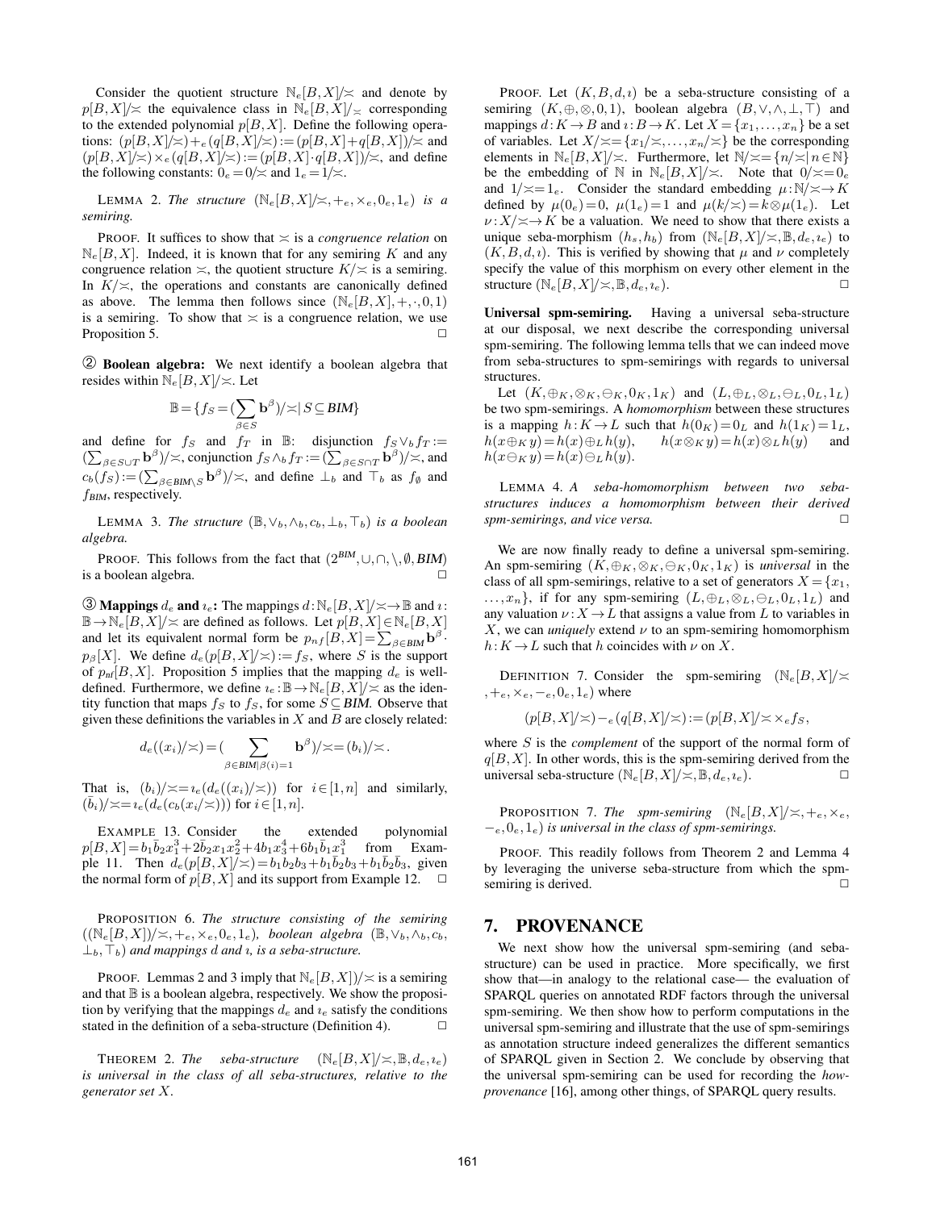Consider the quotient structure $\mathbb{N}_e[B,X]/\asymp$ and denote by $p[B,X]/\asymp$ the equivalence class in $\mathbb{N}_e[B,X]/_\asymp$ corresponding to the extended polynomial $p[B,X]$. Define the following operations: $(p[B,X]/\asymp)+_e(q[B,X]/\asymp):=(p[B,X]+q[B,X])/\asymp$ and $(p[B,X]/\asymp)\times_e(q[B,X]/\asymp):=(p[B,X]\cdot q[B,X])/\asymp$, and define the following constants: $0_e=0/\asymp$ and $1_e=1/\asymp$.

LEMMA 2. *The structure* $(\mathbb{N}_e[B,X]/\asymp,+_e,\times_e,0_e,1_e)$ *is a semiring.*

PROOF. It suffices to show that $\asymp$ is a *congruence relation* on $\mathbb{N}_e[B,X]$. Indeed, it is known that for any semiring $K$ and any congruence relation $\asymp$, the quotient structure $K/\asymp$ is a semiring. In $K/\asymp$, the operations and constants are canonically defined as above. The lemma then follows since $(\mathbb{N}_e[B,X],+,\cdot,0,1)$ is a semiring. To show that $\asymp$ is a congruence relation, we use Proposition 5. $\square$

② **Boolean algebra:** We next identify a boolean algebra that resides within $\mathbb{N}_e[B,X]/\asymp$. Let

$$\mathbb{B}=\{f_S=(\sum_{\beta\in S}\mathbf{b}^\beta)/\asymp \mid S\subseteq \textit{BIM}\}$$

and define for $f_S$ and $f_T$ in $\mathbb{B}$: disjunction $f_S\vee_b f_T:=(\sum_{\beta\in S\cup T}\mathbf{b}^\beta)/\asymp$, conjunction $f_S\wedge_b f_T:=(\sum_{\beta\in S\cap T}\mathbf{b}^\beta)/\asymp$, and $c_b(f_S):=(\sum_{\beta\in \textit{BIM}\setminus S}\mathbf{b}^\beta)/\asymp$, and define $\bot_b$ and $\top_b$ as $f_\emptyset$ and $f_{\textit{BIM}}$, respectively.

LEMMA 3. *The structure* $(\mathbb{B},\vee_b,\wedge_b,c_b,\bot_b,\top_b)$ *is a boolean algebra.*

PROOF. This follows from the fact that $(2^{\textit{BIM}},\cup,\cap,\setminus,\emptyset,\textit{BIM})$ is a boolean algebra. $\square$

③ **Mappings $d_e$ and $\imath_e$:** The mappings $d:\mathbb{N}_e[B,X]/\asymp\to\mathbb{B}$ and $\imath:\mathbb{B}\to\mathbb{N}_e[B,X]/\asymp$ are defined as follows. Let $p[B,X]\in\mathbb{N}_e[B,X]$ and let its equivalent normal form be $p_{nf}[B,X]=\sum_{\beta\in \textit{BIM}}\mathbf{b}^\beta\cdot p_\beta[X]$. We define $d_e(p[B,X]/\asymp):=f_S$, where $S$ is the support of $p_{nf}[B,X]$. Proposition 5 implies that the mapping $d_e$ is well-defined. Furthermore, we define $\imath_e:\mathbb{B}\to\mathbb{N}_e[B,X]/\asymp$ as the identity function that maps $f_S$ to $f_S$, for some $S\subseteq \textit{BIM}$. Observe that given these definitions the variables in $X$ and $B$ are closely related:

$$d_e((x_i)/\asymp)=(\sum_{\beta\in \textit{BIM}\mid\beta(i)=1}\mathbf{b}^\beta)/\asymp=(b_i)/\asymp.$$

That is, $(b_i)/\asymp=\imath_e(d_e((x_i)/\asymp))$ for $i\in[1,n]$ and similarly, $(\bar{b}_i)/\asymp=\imath_e(d_e(c_b(x_i/\asymp)))$ for $i\in[1,n]$.

EXAMPLE 13. Consider the extended polynomial $p[B,X]=b_1\bar{b}_2x_1^3+2\bar{b}_2x_1x_2^2+4b_1x_3^4+6b_1\bar{b}_1x_1^3$ from Example 11. Then $d_e(p[B,X]/\asymp)=b_1b_2b_3+b_1\bar{b}_2b_3+b_1\bar{b}_2\bar{b}_3$, given the normal form of $p[B,X]$ and its support from Example 12. $\square$

PROPOSITION 6. *The structure consisting of the semiring* $((\mathbb{N}_e[B,X])/\asymp,+_e,\times_e,0_e,1_e)$*, boolean algebra* $(\mathbb{B},\vee_b,\wedge_b,c_b,\bot_b,\top_b)$ *and mappings $d$ and $\imath$, is a seba-structure.*

PROOF. Lemmas 2 and 3 imply that $\mathbb{N}_e[B,X])/\asymp$ is a semiring and that $\mathbb{B}$ is a boolean algebra, respectively. We show the proposition by verifying that the mappings $d_e$ and $\imath_e$ satisfy the conditions stated in the definition of a seba-structure (Definition 4). $\square$

THEOREM 2. *The seba-structure* $(\mathbb{N}_e[B,X]/\asymp,\mathbb{B},d_e,\imath_e)$ *is universal in the class of all seba-structures, relative to the generator set $X$.*

PROOF. Let $(K,B,d,\imath)$ be a seba-structure consisting of a semiring $(K,\oplus,\otimes,0,1)$, boolean algebra $(B,\vee,\wedge,\bot,\top)$ and mappings $d:K\to B$ and $\imath:B\to K$. Let $X=\{x_1,\ldots,x_n\}$ be a set of variables. Let $X/\asymp=\{x_1/\asymp,\ldots,x_n/\asymp\}$ be the corresponding elements in $\mathbb{N}_e[B,X]/\asymp$. Furthermore, let $\mathbb{N}/\asymp=\{n/\asymp\mid n\in\mathbb{N}\}$ be the embedding of $\mathbb{N}$ in $\mathbb{N}_e[B,X]/\asymp$. Note that $0/\asymp=0_e$ and $1/\asymp=1_e$. Consider the standard embedding $\mu:\mathbb{N}/\asymp\to K$ defined by $\mu(0_e)=0$, $\mu(1_e)=1$ and $\mu(k/\asymp)=k\otimes\mu(1_e)$. Let $\nu:X/\asymp\to K$ be a valuation. We need to show that there exists a unique seba-morphism $(h_s,h_b)$ from $(\mathbb{N}_e[B,X]/\asymp,\mathbb{B},d_e,\imath_e)$ to $(K,B,d,\imath)$. This is verified by showing that $\mu$ and $\nu$ completely specify the value of this morphism on every other element in the structure $(\mathbb{N}_e[B,X]/\asymp,\mathbb{B},d_e,\imath_e)$. $\square$

**Universal spm-semiring.** Having a universal seba-structure at our disposal, we next describe the corresponding universal spm-semiring. The following lemma tells that we can indeed move from seba-structures to spm-semirings with regards to universal structures.

Let $(K,\oplus_K,\otimes_K,\ominus_K,0_K,1_K)$ and $(L,\oplus_L,\otimes_L,\ominus_L,0_L,1_L)$ be two spm-semirings. A *homomorphism* between these structures is a mapping $h:K\to L$ such that $h(0_K)=0_L$ and $h(1_K)=1_L$, $h(x\oplus_K y)=h(x)\oplus_L h(y)$, $h(x\otimes_K y)=h(x)\otimes_L h(y)$ and $h(x\ominus_K y)=h(x)\ominus_L h(y)$.

LEMMA 4. *A seba-homomorphism between two seba-structures induces a homomorphism between their derived spm-semirings, and vice versa.* $\square$

We are now finally ready to define a universal spm-semiring. An spm-semiring $(K,\oplus_K,\otimes_K,\ominus_K,0_K,1_K)$ is *universal* in the class of all spm-semirings, relative to a set of generators $X=\{x_1,\ldots,x_n\}$, if for any spm-semiring $(L,\oplus_L,\otimes_L,\ominus_L,0_L,1_L)$ and any valuation $\nu:X\to L$ that assigns a value from $L$ to variables in $X$, we can *uniquely* extend $\nu$ to an spm-semiring homomorphism $h:K\to L$ such that $h$ coincides with $\nu$ on $X$.

DEFINITION 7. Consider the spm-semiring $(\mathbb{N}_e[B,X]/\asymp,+_e,\times_e,-_e,0_e,1_e)$ where

$$(p[B,X]/\asymp)-_e(q[B,X]/\asymp):=(p[B,X]/\asymp\times_e f_S,$$

where $S$ is the *complement* of the support of the normal form of $q[B,X]$. In other words, this is the spm-semiring derived from the universal seba-structure $(\mathbb{N}_e[B,X]/\asymp,\mathbb{B},d_e,\imath_e)$. $\square$

PROPOSITION 7. *The spm-semiring* $(\mathbb{N}_e[B,X]/\asymp,+_e,\times_e,-_e,0_e,1_e)$ *is universal in the class of spm-semirings.*

PROOF. This readily follows from Theorem 2 and Lemma 4 by leveraging the universe seba-structure from which the spm-semiring is derived. $\square$

## 7. PROVENANCE

We next show how the universal spm-semiring (and seba-structure) can be used in practice. More specifically, we first show that—in analogy to the relational case— the evaluation of SPARQL queries on annotated RDF factors through the universal spm-semiring. We then show how to perform computations in the universal spm-semiring and illustrate that the use of spm-semirings as annotation structure indeed generalizes the different semantics of SPARQL given in Section 2. We conclude by observing that the universal spm-semiring can be used for recording the *how-provenance* [16], among other things, of SPARQL query results.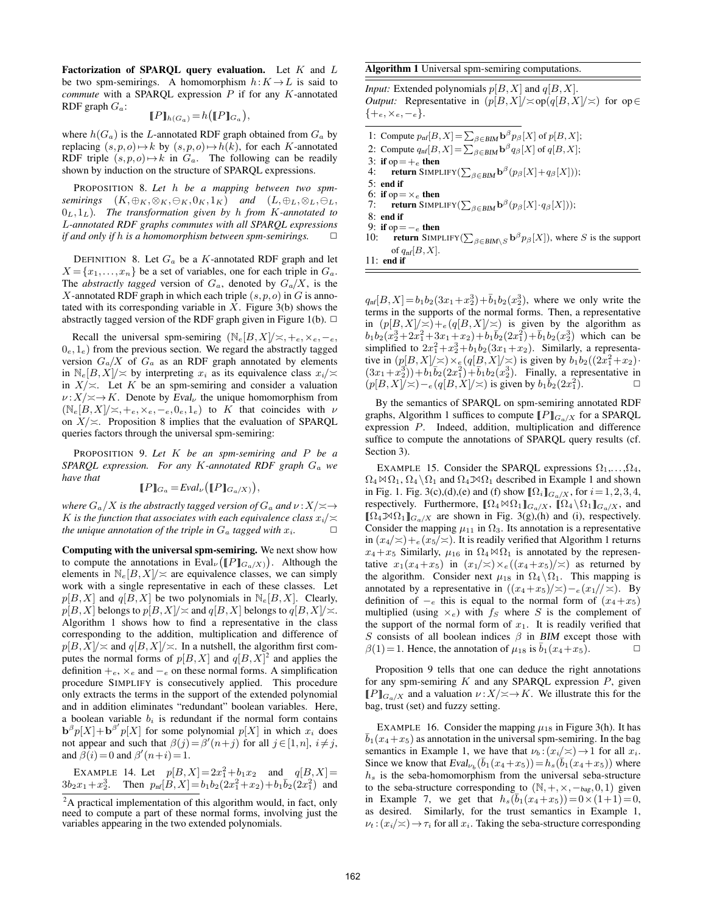**Factorization of SPARQL query evaluation.** Let $K$ and $L$ be two spm-semirings. A homomorphism $h: K \to L$ is said to *commute* with a SPARQL expression $P$ if for any $K$-annotated RDF graph $G_a$:

$$[\![P]\!]_{h(G_a)} = h\big([\![P]\!]_{G_a}\big),$$

where $h(G_a)$ is the $L$-annotated RDF graph obtained from $G_a$ by replacing $(s,p,o) \mapsto k$ by $(s,p,o) \mapsto h(k)$, for each $K$-annotated RDF triple $(s,p,o) \mapsto k$ in $G_a$. The following can be readily shown by induction on the structure of SPARQL expressions.

PROPOSITION 8. *Let $h$ be a mapping between two spm-semirings $(K, \oplus_K, \otimes_K, \ominus_K, 0_K, 1_K)$ and $(L, \oplus_L, \otimes_L, \ominus_L, 0_L, 1_L)$. The transformation given by $h$ from $K$-annotated to $L$-annotated RDF graphs commutes with all SPARQL expressions if and only if $h$ is a homomorphism between spm-semirings.* $\square$

DEFINITION 8. Let $G_a$ be a $K$-annotated RDF graph and let $X = \{x_1, \ldots, x_n\}$ be a set of variables, one for each triple in $G_a$. The *abstractly tagged* version of $G_a$, denoted by $G_a/X$, is the $X$-annotated RDF graph in which each triple $(s,p,o)$ in $G$ is annotated with its corresponding variable in $X$. Figure 3(b) shows the abstractly tagged version of the RDF graph given in Figure 1(b). $\square$

Recall the universal spm-semiring $(\mathbb{N}_e[B,X]/\asymp, +_e, \times_e, -_e, 0_e, 1_e)$ from the previous section. We regard the abstractly tagged version $G_a/X$ of $G_a$ as an RDF graph annotated by elements in $\mathbb{N}_e[B,X]/\asymp$ by interpreting $x_i$ as its equivalence class $x_i/\asymp$ in $X/\asymp$. Let $K$ be an spm-semiring and consider a valuation $\nu: X/\asymp \to K$. Denote by $Eval_\nu$ the unique homomorphism from $(\mathbb{N}_e[B,X]/\asymp, +_e, \times_e, -_e, 0_e, 1_e)$ to $K$ that coincides with $\nu$ on $X/\asymp$. Proposition 8 implies that the evaluation of SPARQL queries factors through the universal spm-semiring:

PROPOSITION 9. *Let $K$ be an spm-semiring and $P$ be a SPARQL expression. For any $K$-annotated RDF graph $G_a$ we have that*

$$[\![P]\!]_{G_a} = Eval_\nu\big([\![P]\!]_{G_a/X}\big),$$

*where $G_a/X$ is the abstractly tagged version of $G_a$ and $\nu: X/\asymp \to K$ is the function that associates with each equivalence class $x_i/\asymp$ the unique annotation of the triple in $G_a$ tagged with $x_i$.* $\square$

**Computing with the universal spm-semiring.** We next show how to compute the annotations in $\text{Eval}_\nu\big([\![P]\!]_{G_a/X}\big)$. Although the elements in $\mathbb{N}_e[B,X]/\asymp$ are equivalence classes, we can simply work with a single representative in each of these classes. Let $p[B,X]$ and $q[B,X]$ be two polynomials in $\mathbb{N}_e[B,X]$. Clearly, $p[B,X]$ belongs to $p[B,X]/\asymp$ and $q[B,X]$ belongs to $q[B,X]/\asymp$. Algorithm 1 shows how to find a representative in the class corresponding to the addition, multiplication and difference of $p[B,X]/\asymp$ and $q[B,X]/\asymp$. In a nutshell, the algorithm first computes the normal forms of $p[B,X]$ and $q[B,X]$[2] and applies the definition $+_e$, $\times_e$ and $-_e$ on these normal forms. A simplification procedure SIMPLIFY is consecutively applied. This procedure only extracts the terms in the support of the extended polynomial and in addition eliminates "redundant" boolean variables. Here, a boolean variable $b_i$ is redundant if the normal form contains $\mathbf{b}^\beta p[X] + \mathbf{b}^{\beta'} p[X]$ for some polynomial $p[X]$ in which $x_i$ does not appear and such that $\beta(j) = \beta'(n+j)$ for all $j \in [1,n]$, $i \neq j$, and $\beta(i) = 0$ and $\beta'(n+i) = 1$.

EXAMPLE 14. Let $p[B,X] = 2x_1^2 + b_1 x_2$ and $q[B,X] = 3b_2 x_1 + x_2^3$. Then $p_{nf}[B,X] = b_1 b_2(2x_1^2 + x_2) + b_1 \bar{b}_2(2x_1^2)$ and $q_{nf}[B,X] = b_1 b_2(3x_1 + x_2^3) + \bar{b}_1 b_2(x_2^3)$, where we only write the terms in the supports of the normal forms. Then, a representative in $(p[B,X]/\asymp) +_e (q[B,X]/\asymp)$ is given by the algorithm as $b_1 b_2(x_2^3 + 2x_1^2 + 3x_1 + x_2) + b_1 \bar{b}_2(2x_1^2) + \bar{b}_1 b_2(x_2^3)$ which can be simplified to $2x_1^2 + x_2^3 + b_1 b_2(3x_1 + x_2)$. Similarly, a representative in $(p[B,X]/\asymp) \times_e (q[B,X]/\asymp)$ is given by $b_1 b_2((2x_1^2 + x_2) \cdot (3x_1 + x_2^3)) + b_1 \bar{b}_2(2x_1^2) + \bar{b}_1 b_2(x_2^3)$. Finally, a representative in $(p[B,X]/\asymp) -_e (q[B,X]/\asymp)$ is given by $b_1 \bar{b}_2(2x_1^2)$. $\square$

[2]A practical implementation of this algorithm would, in fact, only need to compute a part of these normal forms, involving just the variables appearing in the two extended polynomials.

**Algorithm 1** Universal spm-semiring computations.

*Input:* Extended polynomials $p[B,X]$ and $q[B,X]$.
*Output:* Representative in $(p[B,X]/\asymp \text{op}(q[B,X]/\asymp)$ for op$\in \{+_e, \times_e, -_e\}$.

```
1: Compute p_nf[B,X] = Σ_{β∈BIM} b^β p_β[X] of p[B,X];
2: Compute q_nf[B,X] = Σ_{β∈BIM} b^β q_β[X] of q[B,X];
3: if op = +_e then
4:     return SIMPLIFY(Σ_{β∈BIM} b^β (p_β[X] + q_β[X]));
5: end if
6: if op = ×_e then
7:     return SIMPLIFY(Σ_{β∈BIM} b^β (p_β[X] · q_β[X]));
8: end if
9: if op = -_e then
10:    return SIMPLIFY(Σ_{β∈BIM\S} b^β p_β[X]), where S is the support
       of q_nf[B,X].
11: end if
```

By the semantics of SPARQL on spm-semiring annotated RDF graphs, Algorithm 1 suffices to compute $[\![P]\!]_{G_a/X}$ for a SPARQL expression $P$. Indeed, addition, multiplication and difference suffice to compute the annotations of SPARQL query results (cf. Section 3).

EXAMPLE 15. Consider the SPARQL expressions $\Omega_1, \ldots, \Omega_4$, $\Omega_4 \bowtie \Omega_1$, $\Omega_4 \setminus \Omega_1$ and $\Omega_4 ⟕ \Omega_1$ described in Example 1 and shown in Fig. 1. Fig. 3(c),(d),(e) and (f) show $[\![\Omega_i]\!]_{G_a/X}$, for $i = 1,2,3,4$, respectively. Furthermore, $[\![\Omega_4 \bowtie \Omega_1]\!]_{G_a/X}$, $[\![\Omega_4 \setminus \Omega_1]\!]_{G_a/X}$, and $[\![\Omega_4 ⟕ \Omega_1]\!]_{G_a/X}$ are shown in Fig. 3(g),(h) and (i), respectively. Consider the mapping $\mu_{11}$ in $\Omega_3$. Its annotation is a representative in $(x_4/\asymp) +_e (x_5/\asymp)$. It is readily verified that Algorithm 1 returns $x_4 + x_5$ Similarly, $\mu_{16}$ in $\Omega_4 \bowtie \Omega_1$ is annotated by the representative $x_1(x_4 + x_5)$ in $(x_1/\asymp) \times_e ((x_4 + x_5)/\asymp)$ as returned by the algorithm. Consider next $\mu_{18}$ in $\Omega_4 \setminus \Omega_1$. This mapping is annotated by a representative in $((x_4 + x_5)/\asymp) -_e (x_1//\asymp)$. By definition of $-_e$ this is equal to the normal form of $(x_4 + x_5)$ multiplied (using $\times_e$) with $f_S$ where $S$ is the complement of the support of the normal form of $x_1$. It is readily verified that $S$ consists of all boolean indices $\beta$ in *BIM* except those with $\beta(1) = 1$. Hence, the annotation of $\mu_{18}$ is $\bar{b}_1(x_4 + x_5)$. $\square$

Proposition 9 tells that one can deduce the right annotations for any spm-semiring $K$ and any SPARQL expression $P$, given $[\![P]\!]_{G_a/X}$ and a valuation $\nu: X/\asymp \to K$. We illustrate this for the bag, trust (set) and fuzzy setting.

EXAMPLE 16. Consider the mapping $\mu_{18}$ in Figure 3(h). It has $\bar{b}_1(x_4 + x_5)$ as annotation in the universal spm-semiring. In the bag semantics in Example 1, we have that $\nu_b: (x_i/\asymp) \to 1$ for all $x_i$. Since we know that $Eval_{\nu_b}(\bar{b}_1(x_4 + x_5)) = h_s(\bar{b}_1(x_4 + x_5))$ where $h_s$ is the seba-homomorphism from the universal seba-structure to the seba-structure corresponding to $(\mathbb{N}, +, \times, -_{bag}, 0, 1)$ given in Example 7, we get that $h_s(\bar{b}_1(x_4 + x_5)) = 0 \times (1+1) = 0$, as desired. Similarly, for the trust semantics in Example 1, $\nu_t: (x_i/\asymp) \to \tau_i$ for all $x_i$. Taking the seba-structure corresponding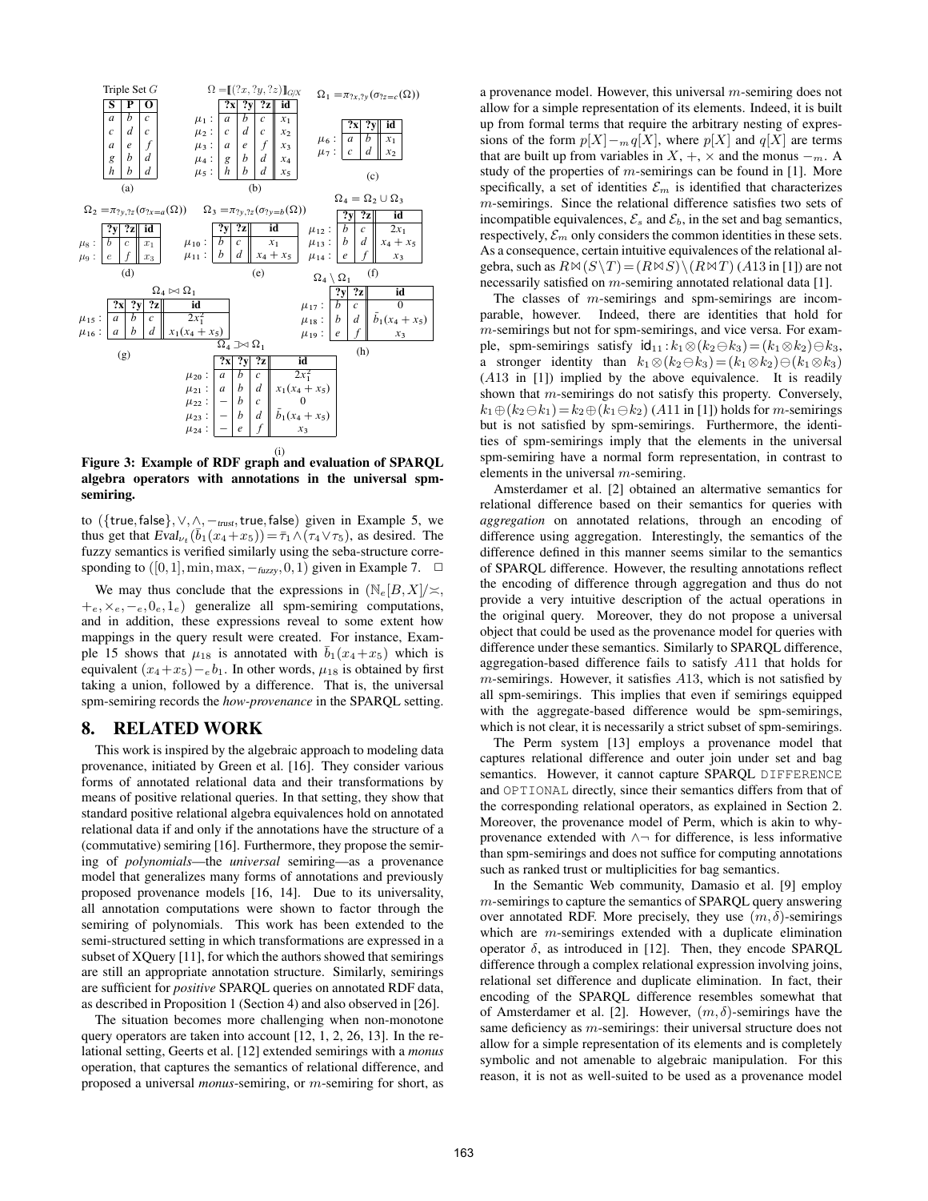Triple Set $G$

| S | P | O |
|---|---|---|
| $a$ | $b$ | $c$ |
| $c$ | $d$ | $c$ |
| $a$ | $e$ | $f$ |
| $g$ | $b$ | $d$ |
| $h$ | $b$ | $d$ |

(a)

$\Omega = [\![(?x, ?y, ?z)]\!]_{G/X}$

| | ?x | ?y | ?z | id |
|---|---|---|---|---|
| $\mu_1$ : | $a$ | $b$ | $c$ | $x_1$ |
| $\mu_2$ : | $c$ | $d$ | $c$ | $x_2$ |
| $\mu_3$ : | $a$ | $e$ | $f$ | $x_3$ |
| $\mu_4$ : | $g$ | $b$ | $d$ | $x_4$ |
| $\mu_5$ : | $h$ | $b$ | $d$ | $x_5$ |

(b)

$\Omega_1 = \pi_{?x,?y}(\sigma_{?z=c}(\Omega))$

| | ?x | ?y | id |
|---|---|---|---|
| $\mu_6$ : | $a$ | $b$ | $x_1$ |
| $\mu_7$ : | $c$ | $d$ | $x_2$ |

(c)

$\Omega_2 = \pi_{?y,?z}(\sigma_{?x=a}(\Omega))$

| | ?y | ?z | id |
|---|---|---|---|
| $\mu_8$ : | $b$ | $c$ | $x_1$ |
| $\mu_9$ : | $e$ | $f$ | $x_3$ |

(d)

$\Omega_3 = \pi_{?y,?z}(\sigma_{?y=b}(\Omega))$

| | ?y | ?z | id |
|---|---|---|---|
| $\mu_{10}$ : | $b$ | $c$ | $x_1$ |
| $\mu_{11}$ : | $b$ | $d$ | $x_4 + x_5$ |

(e)

$\Omega_4 = \Omega_2 \cup \Omega_3$

| | ?y | ?z | id |
|---|---|---|---|
| $\mu_{12}$ : | $b$ | $c$ | $2x_1$ |
| $\mu_{13}$ : | $b$ | $d$ | $x_4 + x_5$ |
| $\mu_{14}$ : | $e$ | $f$ | $x_3$ |

(f)

$\Omega_4 \bowtie \Omega_1$

| | ?x | ?y | ?z | id |
|---|---|---|---|---|
| $\mu_{15}$ : | $a$ | $b$ | $c$ | $2x_1^2$ |
| $\mu_{16}$ : | $a$ | $b$ | $d$ | $x_1(x_4 + x_5)$ |

(g)

$\Omega_4 \setminus \Omega_1$

| | ?y | ?z | id |
|---|---|---|---|
| $\mu_{17}$ : | $b$ | $c$ | $0$ |
| $\mu_{18}$ : | $b$ | $d$ | $\bar{b}_1(x_4 + x_5)$ |
| $\mu_{19}$ : | $e$ | $f$ | $x_3$ |

(h)

$\Omega_4$ ⟕ $\Omega_1$

| | ?x | ?y | ?z | id |
|---|---|---|---|---|
| $\mu_{20}$ : | $a$ | $b$ | $c$ | $2x_1^2$ |
| $\mu_{21}$ : | $a$ | $b$ | $d$ | $x_1(x_4 + x_5)$ |
| $\mu_{22}$ : | $-$ | $b$ | $c$ | $0$ |
| $\mu_{23}$ : | $-$ | $b$ | $d$ | $\bar{b}_1(x_4 + x_5)$ |
| $\mu_{24}$ : | $-$ | $e$ | $f$ | $x_3$ |

(i)

**Figure 3: Example of RDF graph and evaluation of SPARQL algebra operators with annotations in the universal spm-semiring.**

to $(\{\mathsf{true}, \mathsf{false}\}, \vee, \wedge, -_{trust}, \mathsf{true}, \mathsf{false})$ given in Example 5, we thus get that $Eval_{\nu_t}(\bar{b}_1(x_4+x_5)) = \bar{\tau}_1 \wedge (\tau_4 \vee \tau_5)$, as desired. The fuzzy semantics is verified similarly using the seba-structure corresponding to $([0,1], \min, \max, -_{fuzzy}, 0, 1)$ given in Example 7. $\Box$

We may thus conclude that the expressions in $(\mathbb{N}_e[B,X]/\asymp, +_e, \times_e, -_e, 0_e, 1_e)$ generalize all spm-semiring computations, and in addition, these expressions reveal to some extent how mappings in the query result were created. For instance, Example 15 shows that $\mu_{18}$ is annotated with $\bar{b}_1(x_4+x_5)$ which is equivalent $(x_4+x_5) -_e b_1$. In other words, $\mu_{18}$ is obtained by first taking a union, followed by a difference. That is, the universal spm-semiring records the *how-provenance* in the SPARQL setting.

# 8. RELATED WORK

This work is inspired by the algebraic approach to modeling data provenance, initiated by Green et al. [16]. They consider various forms of annotated relational data and their transformations by means of positive relational queries. In that setting, they show that standard positive relational algebra equivalences hold on annotated relational data if and only if the annotations have the structure of a (commutative) semiring [16]. Furthermore, they propose the semiring of *polynomials*—the *universal* semiring—as a provenance model that generalizes many forms of annotations and previously proposed provenance models [16, 14]. Due to its universality, all annotation computations were shown to factor through the semiring of polynomials. This work has been extended to the semi-structured setting in which transformations are expressed in a subset of XQuery [11], for which the authors showed that semirings are still an appropriate annotation structure. Similarly, semirings are sufficient for *positive* SPARQL queries on annotated RDF data, as described in Proposition 1 (Section 4) and also observed in [26].

The situation becomes more challenging when non-monotone query operators are taken into account [12, 1, 2, 26, 13]. In the relational setting, Geerts et al. [12] extended semirings with a *monus* operation, that captures the semantics of relational difference, and proposed a universal *monus*-semiring, or $m$-semiring for short, as a provenance model. However, this universal $m$-semiring does not allow for a simple representation of its elements. Indeed, it is built up from formal terms that require the arbitrary nesting of expressions of the form $p[X] -_m q[X]$, where $p[X]$ and $q[X]$ are terms that are built up from variables in $X$, $+$, $\times$ and the monus $-_m$. A study of the properties of $m$-semirings can be found in [1]. More specifically, a set of identities $\mathcal{E}_m$ is identified that characterizes $m$-semirings. Since the relational difference satisfies two sets of incompatible equivalences, $\mathcal{E}_s$ and $\mathcal{E}_b$, in the set and bag semantics, respectively, $\mathcal{E}_m$ only considers the common identities in these sets. As a consequence, certain intuitive equivalences of the relational algebra, such as $R \bowtie (S \setminus T) = (R \bowtie S) \setminus (R \bowtie T)$ ($A13$ in [1]) are not necessarily satisfied on $m$-semiring annotated relational data [1].

The classes of $m$-semirings and spm-semirings are incomparable, however. Indeed, there are identities that hold for $m$-semirings but not for spm-semirings, and vice versa. For example, spm-semirings satisfy $\mathsf{id}_{11} : k_1 \otimes (k_2 \ominus k_3) = (k_1 \otimes k_2) \ominus k_3$, a stronger identity than $k_1 \otimes (k_2 \ominus k_3) = (k_1 \otimes k_2) \ominus (k_1 \otimes k_3)$ ($A13$ in [1]) implied by the above equivalence. It is readily shown that $m$-semirings do not satisfy this property. Conversely, $k_1 \oplus (k_2 \ominus k_1) = k_2 \oplus (k_1 \ominus k_2)$ ($A11$ in [1]) holds for $m$-semirings but is not satisfied by spm-semirings. Furthermore, the identities of spm-semirings imply that the elements in the universal spm-semiring have a normal form representation, in contrast to elements in the universal $m$-semiring.

Amsterdamer et al. [2] obtained an alternative semantics for relational difference based on their semantics for queries with *aggregation* on annotated relations, through an encoding of difference using aggregation. Interestingly, the semantics of the difference defined in this manner seems similar to the semantics of SPARQL difference. However, the resulting annotations reflect the encoding of difference through aggregation and thus do not provide a very intuitive description of the actual operations in the original query. Moreover, they do not propose a universal object that could be used as the provenance model for queries with difference under these semantics. Similarly to SPARQL difference, aggregation-based difference fails to satisfy $A11$ that holds for $m$-semirings. However, it satisfies $A13$, which is not satisfied by all spm-semirings. This implies that even if semirings equipped with the aggregate-based difference would be spm-semirings, which is not clear, it is necessarily a strict subset of spm-semirings.

The Perm system [13] employs a provenance model that captures relational difference and outer join under set and bag semantics. However, it cannot capture SPARQL `DIFFERENCE` and `OPTIONAL` directly, since their semantics differs from that of the corresponding relational operators, as explained in Section 2. Moreover, the provenance model of Perm, which is akin to why-provenance extended with $\wedge\neg$ for difference, is less informative than spm-semirings and does not suffice for computing annotations such as ranked trust or multiplicities for bag semantics.

In the Semantic Web community, Damasio et al. [9] employ $m$-semirings to capture the semantics of SPARQL query answering over annotated RDF. More precisely, they use $(m, \delta)$-semirings which are $m$-semirings extended with a duplicate elimination operator $\delta$, as introduced in [12]. Then, they encode SPARQL difference through a complex relational expression involving joins, relational set difference and duplicate elimination. In fact, their encoding of the SPARQL difference resembles somewhat that of Amsterdamer et al. [2]. However, $(m, \delta)$-semirings have the same deficiency as $m$-semirings: their universal structure does not allow for a simple representation of its elements and is completely symbolic and not amenable to algebraic manipulation. For this reason, it is not as well-suited to be used as a provenance model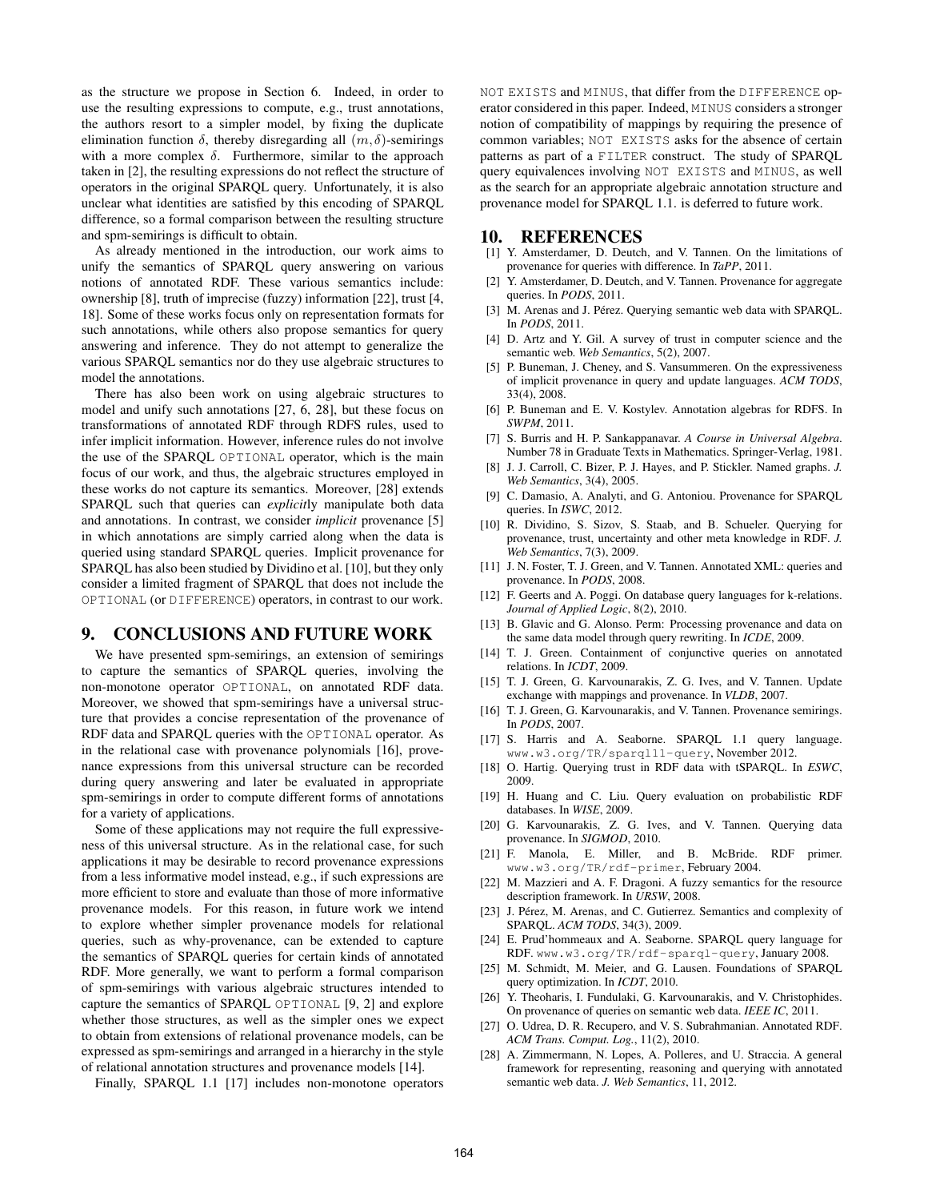as the structure we propose in Section 6. Indeed, in order to use the resulting expressions to compute, e.g., trust annotations, the authors resort to a simpler model, by fixing the duplicate elimination function $\delta$, thereby disregarding all $(m, \delta)$-semirings with a more complex $\delta$. Furthermore, similar to the approach taken in [2], the resulting expressions do not reflect the structure of operators in the original SPARQL query. Unfortunately, it is also unclear what identities are satisfied by this encoding of SPARQL difference, so a formal comparison between the resulting structure and spm-semirings is difficult to obtain.

As already mentioned in the introduction, our work aims to unify the semantics of SPARQL query answering on various notions of annotated RDF. These various semantics include: ownership [8], truth of imprecise (fuzzy) information [22], trust [4, 18]. Some of these works focus only on representation formats for such annotations, while others also propose semantics for query answering and inference. They do not attempt to generalize the various SPARQL semantics nor do they use algebraic structures to model the annotations.

There has also been work on using algebraic structures to model and unify such annotations [27, 6, 28], but these focus on transformations of annotated RDF through RDFS rules, used to infer implicit information. However, inference rules do not involve the use of the SPARQL `OPTIONAL` operator, which is the main focus of our work, and thus, the algebraic structures employed in these works do not capture its semantics. Moreover, [28] extends SPARQL such that queries can *explicit*ly manipulate both data and annotations. In contrast, we consider *implicit* provenance [5] in which annotations are simply carried along when the data is queried using standard SPARQL queries. Implicit provenance for SPARQL has also been studied by Dividino et al. [10], but they only consider a limited fragment of SPARQL that does not include the `OPTIONAL` (or `DIFFERENCE`) operators, in contrast to our work.

## 9. CONCLUSIONS AND FUTURE WORK

We have presented spm-semirings, an extension of semirings to capture the semantics of SPARQL queries, involving the non-monotone operator `OPTIONAL`, on annotated RDF data. Moreover, we showed that spm-semirings have a universal structure that provides a concise representation of the provenance of RDF data and SPARQL queries with the `OPTIONAL` operator. As in the relational case with provenance polynomials [16], provenance expressions from this universal structure can be recorded during query answering and later be evaluated in appropriate spm-semirings in order to compute different forms of annotations for a variety of applications.

Some of these applications may not require the full expressiveness of this universal structure. As in the relational case, for such applications it may be desirable to record provenance expressions from a less informative model instead, e.g., if such expressions are more efficient to store and evaluate than those of more informative provenance models. For this reason, in future work we intend to explore whether simpler provenance models for relational queries, such as why-provenance, can be extended to capture the semantics of SPARQL queries for certain kinds of annotated RDF. More generally, we want to perform a formal comparison of spm-semirings with various algebraic structures intended to capture the semantics of SPARQL `OPTIONAL` [9, 2] and explore whether those structures, as well as the simpler ones we expect to obtain from extensions of relational provenance models, can be expressed as spm-semirings and arranged in a hierarchy in the style of relational annotation structures and provenance models [14].

Finally, SPARQL 1.1 [17] includes non-monotone operators `NOT EXISTS` and `MINUS`, that differ from the `DIFFERENCE` operator considered in this paper. Indeed, `MINUS` considers a stronger notion of compatibility of mappings by requiring the presence of common variables; `NOT EXISTS` asks for the absence of certain patterns as part of a `FILTER` construct. The study of SPARQL query equivalences involving `NOT EXISTS` and `MINUS`, as well as the search for an appropriate algebraic annotation structure and provenance model for SPARQL 1.1. is deferred to future work.

## 10. REFERENCES

[1] Y. Amsterdamer, D. Deutch, and V. Tannen. On the limitations of provenance for queries with difference. In *TaPP*, 2011.

[2] Y. Amsterdamer, D. Deutch, and V. Tannen. Provenance for aggregate queries. In *PODS*, 2011.

[3] M. Arenas and J. Pérez. Querying semantic web data with SPARQL. In *PODS*, 2011.

[4] D. Artz and Y. Gil. A survey of trust in computer science and the semantic web. *Web Semantics*, 5(2), 2007.

[5] P. Buneman, J. Cheney, and S. Vansummeren. On the expressiveness of implicit provenance in query and update languages. *ACM TODS*, 33(4), 2008.

[6] P. Buneman and E. V. Kostylev. Annotation algebras for RDFS. In *SWPM*, 2011.

[7] S. Burris and H. P. Sankappanavar. *A Course in Universal Algebra*. Number 78 in Graduate Texts in Mathematics. Springer-Verlag, 1981.

[8] J. J. Carroll, C. Bizer, P. J. Hayes, and P. Stickler. Named graphs. *J. Web Semantics*, 3(4), 2005.

[9] C. Damasio, A. Analyti, and G. Antoniou. Provenance for SPARQL queries. In *ISWC*, 2012.

[10] R. Dividino, S. Sizov, S. Staab, and B. Schueler. Querying for provenance, trust, uncertainty and other meta knowledge in RDF. *J. Web Semantics*, 7(3), 2009.

[11] J. N. Foster, T. J. Green, and V. Tannen. Annotated XML: queries and provenance. In *PODS*, 2008.

[12] F. Geerts and A. Poggi. On database query languages for k-relations. *Journal of Applied Logic*, 8(2), 2010.

[13] B. Glavic and G. Alonso. Perm: Processing provenance and data on the same data model through query rewriting. In *ICDE*, 2009.

[14] T. J. Green. Containment of conjunctive queries on annotated relations. In *ICDT*, 2009.

[15] T. J. Green, G. Karvounarakis, Z. G. Ives, and V. Tannen. Update exchange with mappings and provenance. In *VLDB*, 2007.

[16] T. J. Green, G. Karvounarakis, and V. Tannen. Provenance semirings. In *PODS*, 2007.

[17] S. Harris and A. Seaborne. SPARQL 1.1 query language. `www.w3.org/TR/sparql11-query`, November 2012.

[18] O. Hartig. Querying trust in RDF data with tSPARQL. In *ESWC*, 2009.

[19] H. Huang and C. Liu. Query evaluation on probabilistic RDF databases. In *WISE*, 2009.

[20] G. Karvounarakis, Z. G. Ives, and V. Tannen. Querying data provenance. In *SIGMOD*, 2010.

[21] F. Manola, E. Miller, and B. McBride. RDF primer. `www.w3.org/TR/rdf-primer`, February 2004.

[22] M. Mazzieri and A. F. Dragoni. A fuzzy semantics for the resource description framework. In *URSW*, 2008.

[23] J. Pérez, M. Arenas, and C. Gutierrez. Semantics and complexity of SPARQL. *ACM TODS*, 34(3), 2009.

[24] E. Prud'hommeaux and A. Seaborne. SPARQL query language for RDF. `www.w3.org/TR/rdf-sparql-query`, January 2008.

[25] M. Schmidt, M. Meier, and G. Lausen. Foundations of SPARQL query optimization. In *ICDT*, 2010.

[26] Y. Theoharis, I. Fundulaki, G. Karvounarakis, and V. Christophides. On provenance of queries on semantic web data. *IEEE IC*, 2011.

[27] O. Udrea, D. R. Recupero, and V. S. Subrahmanian. Annotated RDF. *ACM Trans. Comput. Log.*, 11(2), 2010.

[28] A. Zimmermann, N. Lopes, A. Polleres, and U. Straccia. A general framework for representing, reasoning and querying with annotated semantic web data. *J. Web Semantics*, 11, 2012.